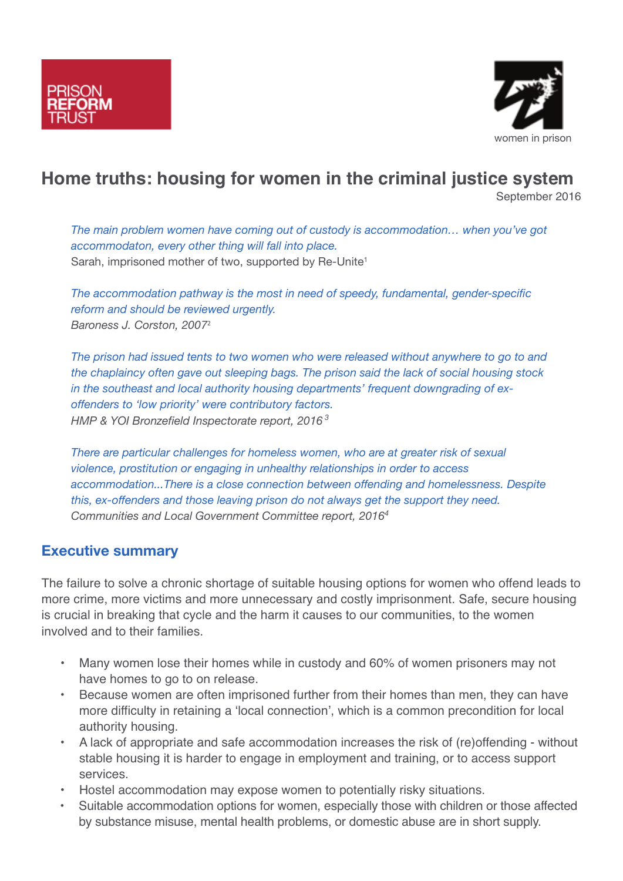PRISON REFORM TRUST

women in prison

# Home truths: housing for women in the criminal justice system

September 2016

*The main problem women have coming out of custody is accommodation… when you've got accommodaton, every other thing will fall into place.*
Sarah, imprisoned mother of two, supported by Re-Unite[1]

*The accommodation pathway is the most in need of speedy, fundamental, gender-specific reform and should be reviewed urgently.*
*Baroness J. Corston, 2007*[2]

*The prison had issued tents to two women who were released without anywhere to go to and the chaplaincy often gave out sleeping bags. The prison said the lack of social housing stock in the southeast and local authority housing departments' frequent downgrading of ex-offenders to 'low priority' were contributory factors.*
*HMP & YOI Bronzefield Inspectorate report, 2016*[3]

*There are particular challenges for homeless women, who are at greater risk of sexual violence, prostitution or engaging in unhealthy relationships in order to access accommodation...There is a close connection between offending and homelessness. Despite this, ex-offenders and those leaving prison do not always get the support they need.*
*Communities and Local Government Committee report, 2016*[4]

## Executive summary

The failure to solve a chronic shortage of suitable housing options for women who offend leads to more crime, more victims and more unnecessary and costly imprisonment. Safe, secure housing is crucial in breaking that cycle and the harm it causes to our communities, to the women involved and to their families.

- Many women lose their homes while in custody and 60% of women prisoners may not have homes to go to on release.
- Because women are often imprisoned further from their homes than men, they can have more difficulty in retaining a 'local connection', which is a common precondition for local authority housing.
- A lack of appropriate and safe accommodation increases the risk of (re)offending - without stable housing it is harder to engage in employment and training, or to access support services.
- Hostel accommodation may expose women to potentially risky situations.
- Suitable accommodation options for women, especially those with children or those affected by substance misuse, mental health problems, or domestic abuse are in short supply.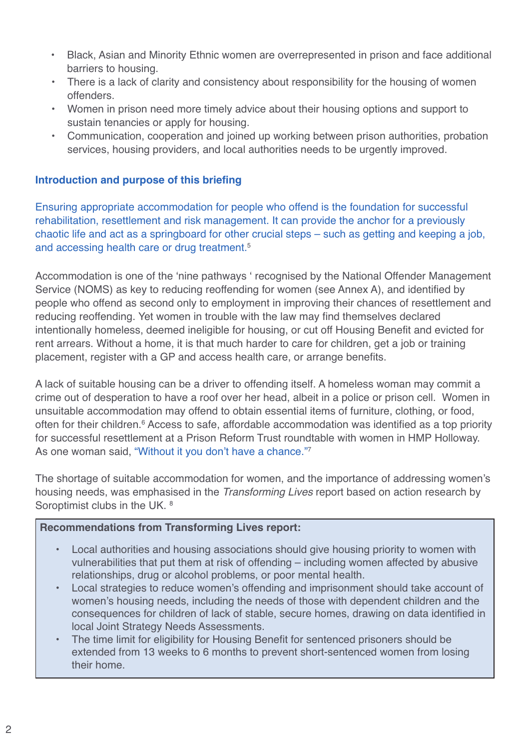- Black, Asian and Minority Ethnic women are overrepresented in prison and face additional barriers to housing.
- There is a lack of clarity and consistency about responsibility for the housing of women offenders.
- Women in prison need more timely advice about their housing options and support to sustain tenancies or apply for housing.
- Communication, cooperation and joined up working between prison authorities, probation services, housing providers, and local authorities needs to be urgently improved.

## Introduction and purpose of this briefing

Ensuring appropriate accommodation for people who offend is the foundation for successful rehabilitation, resettlement and risk management. It can provide the anchor for a previously chaotic life and act as a springboard for other crucial steps – such as getting and keeping a job, and accessing health care or drug treatment.[5]

Accommodation is one of the 'nine pathways ' recognised by the National Offender Management Service (NOMS) as key to reducing reoffending for women (see Annex A), and identified by people who offend as second only to employment in improving their chances of resettlement and reducing reoffending. Yet women in trouble with the law may find themselves declared intentionally homeless, deemed ineligible for housing, or cut off Housing Benefit and evicted for rent arrears. Without a home, it is that much harder to care for children, get a job or training placement, register with a GP and access health care, or arrange benefits.

A lack of suitable housing can be a driver to offending itself. A homeless woman may commit a crime out of desperation to have a roof over her head, albeit in a police or prison cell. Women in unsuitable accommodation may offend to obtain essential items of furniture, clothing, or food, often for their children.[6] Access to safe, affordable accommodation was identified as a top priority for successful resettlement at a Prison Reform Trust roundtable with women in HMP Holloway. As one woman said, "Without it you don't have a chance."[7]

The shortage of suitable accommodation for women, and the importance of addressing women's housing needs, was emphasised in the *Transforming Lives* report based on action research by Soroptimist clubs in the UK. [8]

**Recommendations from Transforming Lives report:**

- Local authorities and housing associations should give housing priority to women with vulnerabilities that put them at risk of offending – including women affected by abusive relationships, drug or alcohol problems, or poor mental health.
- Local strategies to reduce women's offending and imprisonment should take account of women's housing needs, including the needs of those with dependent children and the consequences for children of lack of stable, secure homes, drawing on data identified in local Joint Strategy Needs Assessments.
- The time limit for eligibility for Housing Benefit for sentenced prisoners should be extended from 13 weeks to 6 months to prevent short-sentenced women from losing their home.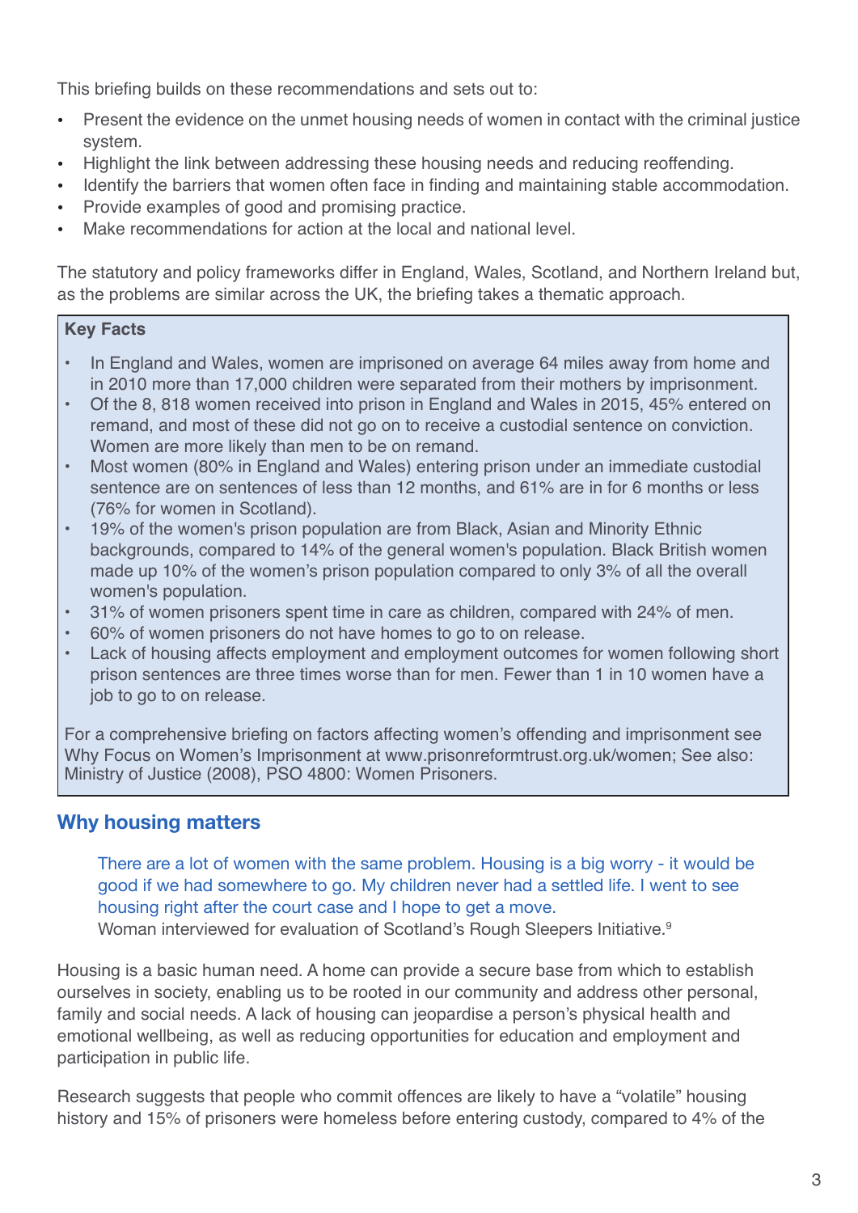This briefing builds on these recommendations and sets out to:

- Present the evidence on the unmet housing needs of women in contact with the criminal justice system.
- Highlight the link between addressing these housing needs and reducing reoffending.
- Identify the barriers that women often face in finding and maintaining stable accommodation.
- Provide examples of good and promising practice.
- Make recommendations for action at the local and national level.

The statutory and policy frameworks differ in England, Wales, Scotland, and Northern Ireland but, as the problems are similar across the UK, the briefing takes a thematic approach.

**Key Facts**

- In England and Wales, women are imprisoned on average 64 miles away from home and in 2010 more than 17,000 children were separated from their mothers by imprisonment.
- Of the 8, 818 women received into prison in England and Wales in 2015, 45% entered on remand, and most of these did not go on to receive a custodial sentence on conviction. Women are more likely than men to be on remand.
- Most women (80% in England and Wales) entering prison under an immediate custodial sentence are on sentences of less than 12 months, and 61% are in for 6 months or less (76% for women in Scotland).
- 19% of the women's prison population are from Black, Asian and Minority Ethnic backgrounds, compared to 14% of the general women's population. Black British women made up 10% of the women's prison population compared to only 3% of all the overall women's population.
- 31% of women prisoners spent time in care as children, compared with 24% of men.
- 60% of women prisoners do not have homes to go to on release.
- Lack of housing affects employment and employment outcomes for women following short prison sentences are three times worse than for men. Fewer than 1 in 10 women have a job to go to on release.

For a comprehensive briefing on factors affecting women's offending and imprisonment see Why Focus on Women's Imprisonment at www.prisonreformtrust.org.uk/women; See also: Ministry of Justice (2008), PSO 4800: Women Prisoners.

## Why housing matters

> There are a lot of women with the same problem. Housing is a big worry - it would be good if we had somewhere to go. My children never had a settled life. I went to see housing right after the court case and I hope to get a move.
>
> Woman interviewed for evaluation of Scotland's Rough Sleepers Initiative.[9]

Housing is a basic human need. A home can provide a secure base from which to establish ourselves in society, enabling us to be rooted in our community and address other personal, family and social needs. A lack of housing can jeopardise a person's physical health and emotional wellbeing, as well as reducing opportunities for education and employment and participation in public life.

Research suggests that people who commit offences are likely to have a "volatile" housing history and 15% of prisoners were homeless before entering custody, compared to 4% of the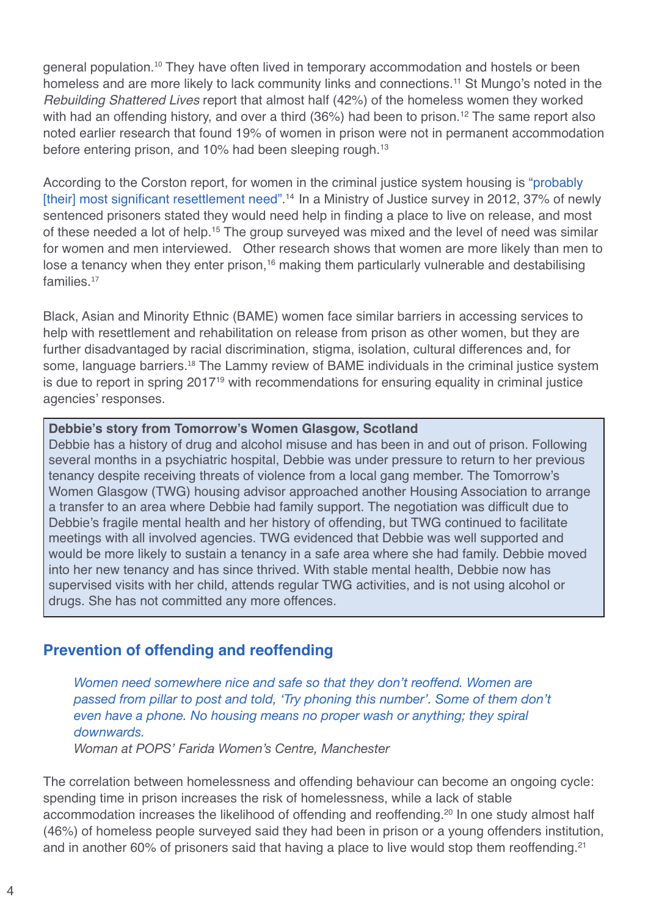general population.[10] They have often lived in temporary accommodation and hostels or been homeless and are more likely to lack community links and connections.[11] St Mungo's noted in the *Rebuilding Shattered Lives* report that almost half (42%) of the homeless women they worked with had an offending history, and over a third (36%) had been to prison.[12] The same report also noted earlier research that found 19% of women in prison were not in permanent accommodation before entering prison, and 10% had been sleeping rough.[13]

According to the Corston report, for women in the criminal justice system housing is "probably [their] most significant resettlement need".[14] In a Ministry of Justice survey in 2012, 37% of newly sentenced prisoners stated they would need help in finding a place to live on release, and most of these needed a lot of help.[15] The group surveyed was mixed and the level of need was similar for women and men interviewed. Other research shows that women are more likely than men to lose a tenancy when they enter prison,[16] making them particularly vulnerable and destabilising families.[17]

Black, Asian and Minority Ethnic (BAME) women face similar barriers in accessing services to help with resettlement and rehabilitation on release from prison as other women, but they are further disadvantaged by racial discrimination, stigma, isolation, cultural differences and, for some, language barriers.[18] The Lammy review of BAME individuals in the criminal justice system is due to report in spring 2017[19] with recommendations for ensuring equality in criminal justice agencies' responses.

> **Debbie's story from Tomorrow's Women Glasgow, Scotland**
> Debbie has a history of drug and alcohol misuse and has been in and out of prison. Following several months in a psychiatric hospital, Debbie was under pressure to return to her previous tenancy despite receiving threats of violence from a local gang member. The Tomorrow's Women Glasgow (TWG) housing advisor approached another Housing Association to arrange a transfer to an area where Debbie had family support. The negotiation was difficult due to Debbie's fragile mental health and her history of offending, but TWG continued to facilitate meetings with all involved agencies. TWG evidenced that Debbie was well supported and would be more likely to sustain a tenancy in a safe area where she had family. Debbie moved into her new tenancy and has since thrived. With stable mental health, Debbie now has supervised visits with her child, attends regular TWG activities, and is not using alcohol or drugs. She has not committed any more offences.

## Prevention of offending and reoffending

> *Women need somewhere nice and safe so that they don't reoffend. Women are passed from pillar to post and told, 'Try phoning this number'. Some of them don't even have a phone. No housing means no proper wash or anything; they spiral downwards.*
> *Woman at POPS' Farida Women's Centre, Manchester*

The correlation between homelessness and offending behaviour can become an ongoing cycle: spending time in prison increases the risk of homelessness, while a lack of stable accommodation increases the likelihood of offending and reoffending.[20] In one study almost half (46%) of homeless people surveyed said they had been in prison or a young offenders institution, and in another 60% of prisoners said that having a place to live would stop them reoffending.[21]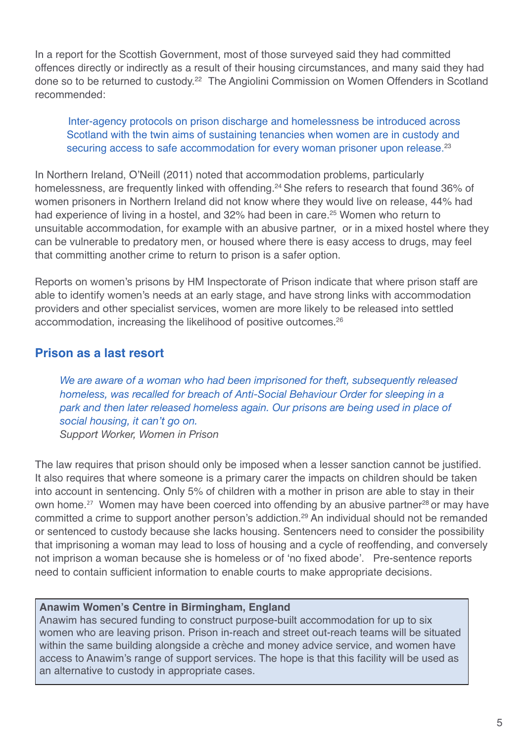In a report for the Scottish Government, most of those surveyed said they had committed offences directly or indirectly as a result of their housing circumstances, and many said they had done so to be returned to custody.[22] The Angiolini Commission on Women Offenders in Scotland recommended:

> Inter-agency protocols on prison discharge and homelessness be introduced across Scotland with the twin aims of sustaining tenancies when women are in custody and securing access to safe accommodation for every woman prisoner upon release.[23]

In Northern Ireland, O'Neill (2011) noted that accommodation problems, particularly homelessness, are frequently linked with offending.[24] She refers to research that found 36% of women prisoners in Northern Ireland did not know where they would live on release, 44% had had experience of living in a hostel, and 32% had been in care.[25] Women who return to unsuitable accommodation, for example with an abusive partner, or in a mixed hostel where they can be vulnerable to predatory men, or housed where there is easy access to drugs, may feel that committing another crime to return to prison is a safer option.

Reports on women's prisons by HM Inspectorate of Prison indicate that where prison staff are able to identify women's needs at an early stage, and have strong links with accommodation providers and other specialist services, women are more likely to be released into settled accommodation, increasing the likelihood of positive outcomes.[26]

## Prison as a last resort

> *We are aware of a woman who had been imprisoned for theft, subsequently released homeless, was recalled for breach of Anti-Social Behaviour Order for sleeping in a park and then later released homeless again. Our prisons are being used in place of social housing, it can't go on.*
> *Support Worker, Women in Prison*

The law requires that prison should only be imposed when a lesser sanction cannot be justified. It also requires that where someone is a primary carer the impacts on children should be taken into account in sentencing. Only 5% of children with a mother in prison are able to stay in their own home.[27] Women may have been coerced into offending by an abusive partner[28] or may have committed a crime to support another person's addiction.[29] An individual should not be remanded or sentenced to custody because she lacks housing. Sentencers need to consider the possibility that imprisoning a woman may lead to loss of housing and a cycle of reoffending, and conversely not imprison a woman because she is homeless or of 'no fixed abode'. Pre-sentence reports need to contain sufficient information to enable courts to make appropriate decisions.

**Anawim Women's Centre in Birmingham, England**
Anawim has secured funding to construct purpose-built accommodation for up to six women who are leaving prison. Prison in-reach and street out-reach teams will be situated within the same building alongside a crèche and money advice service, and women have access to Anawim's range of support services. The hope is that this facility will be used as an alternative to custody in appropriate cases.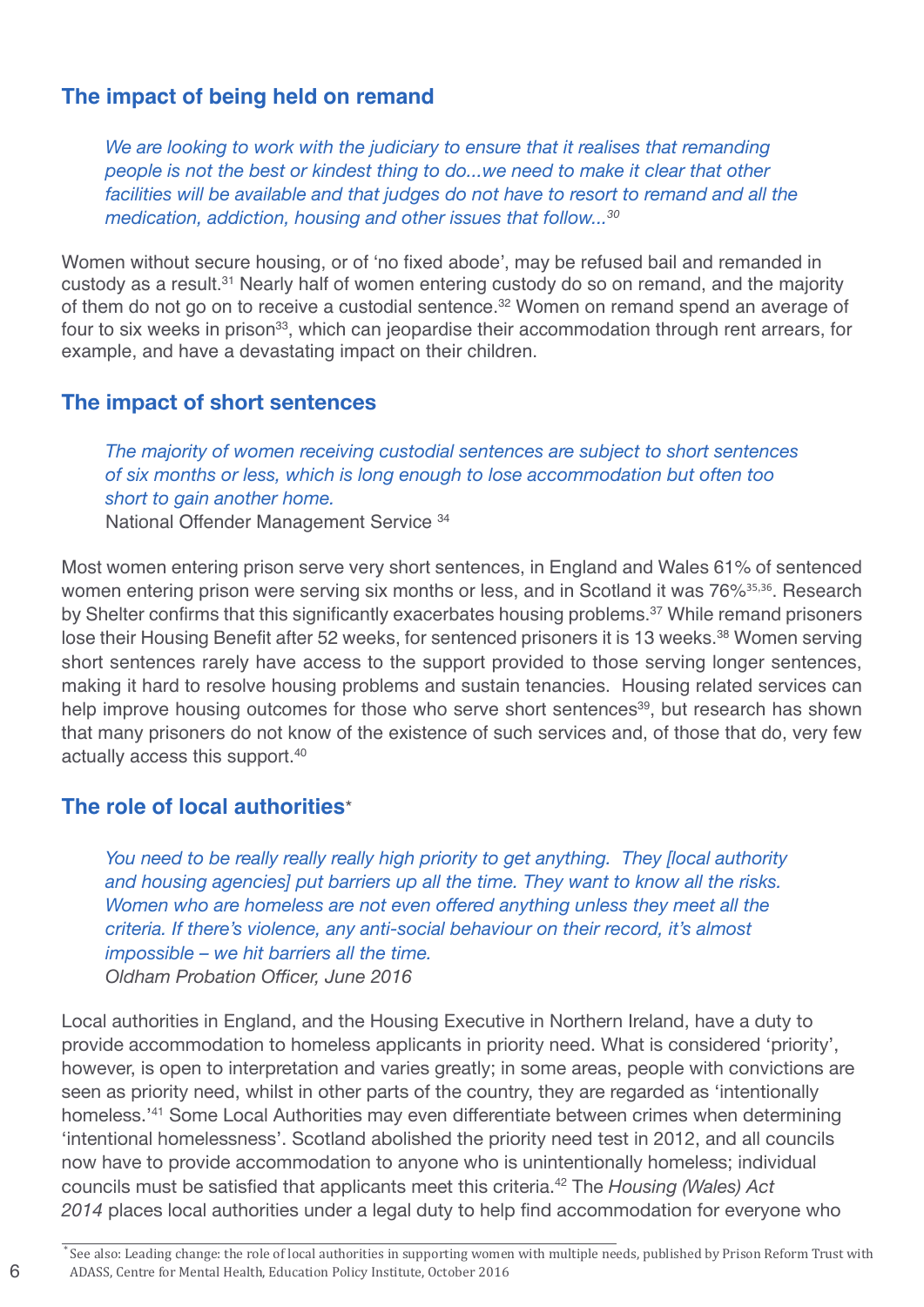## The impact of being held on remand

*We are looking to work with the judiciary to ensure that it realises that remanding people is not the best or kindest thing to do...we need to make it clear that other facilities will be available and that judges do not have to resort to remand and all the medication, addiction, housing and other issues that follow...*[30]

Women without secure housing, or of 'no fixed abode', may be refused bail and remanded in custody as a result.[31] Nearly half of women entering custody do so on remand, and the majority of them do not go on to receive a custodial sentence.[32] Women on remand spend an average of four to six weeks in prison[33], which can jeopardise their accommodation through rent arrears, for example, and have a devastating impact on their children.

## The impact of short sentences

*The majority of women receiving custodial sentences are subject to short sentences of six months or less, which is long enough to lose accommodation but often too short to gain another home.*
National Offender Management Service [34]

Most women entering prison serve very short sentences, in England and Wales 61% of sentenced women entering prison were serving six months or less, and in Scotland it was 76%[35,36]. Research by Shelter confirms that this significantly exacerbates housing problems.[37] While remand prisoners lose their Housing Benefit after 52 weeks, for sentenced prisoners it is 13 weeks.[38] Women serving short sentences rarely have access to the support provided to those serving longer sentences, making it hard to resolve housing problems and sustain tenancies. Housing related services can help improve housing outcomes for those who serve short sentences[39], but research has shown that many prisoners do not know of the existence of such services and, of those that do, very few actually access this support.[40]

## The role of local authorities*

*You need to be really really really high priority to get anything. They [local authority and housing agencies] put barriers up all the time. They want to know all the risks. Women who are homeless are not even offered anything unless they meet all the criteria. If there's violence, any anti-social behaviour on their record, it's almost impossible – we hit barriers all the time.*
*Oldham Probation Officer, June 2016*

Local authorities in England, and the Housing Executive in Northern Ireland, have a duty to provide accommodation to homeless applicants in priority need. What is considered 'priority', however, is open to interpretation and varies greatly; in some areas, people with convictions are seen as priority need, whilst in other parts of the country, they are regarded as 'intentionally homeless.'[41] Some Local Authorities may even differentiate between crimes when determining 'intentional homelessness'. Scotland abolished the priority need test in 2012, and all councils now have to provide accommodation to anyone who is unintentionally homeless; individual councils must be satisfied that applicants meet this criteria.[42] The *Housing (Wales) Act 2014* places local authorities under a legal duty to help find accommodation for everyone who

* See also: Leading change: the role of local authorities in supporting women with multiple needs, published by Prison Reform Trust with ADASS, Centre for Mental Health, Education Policy Institute, October 2016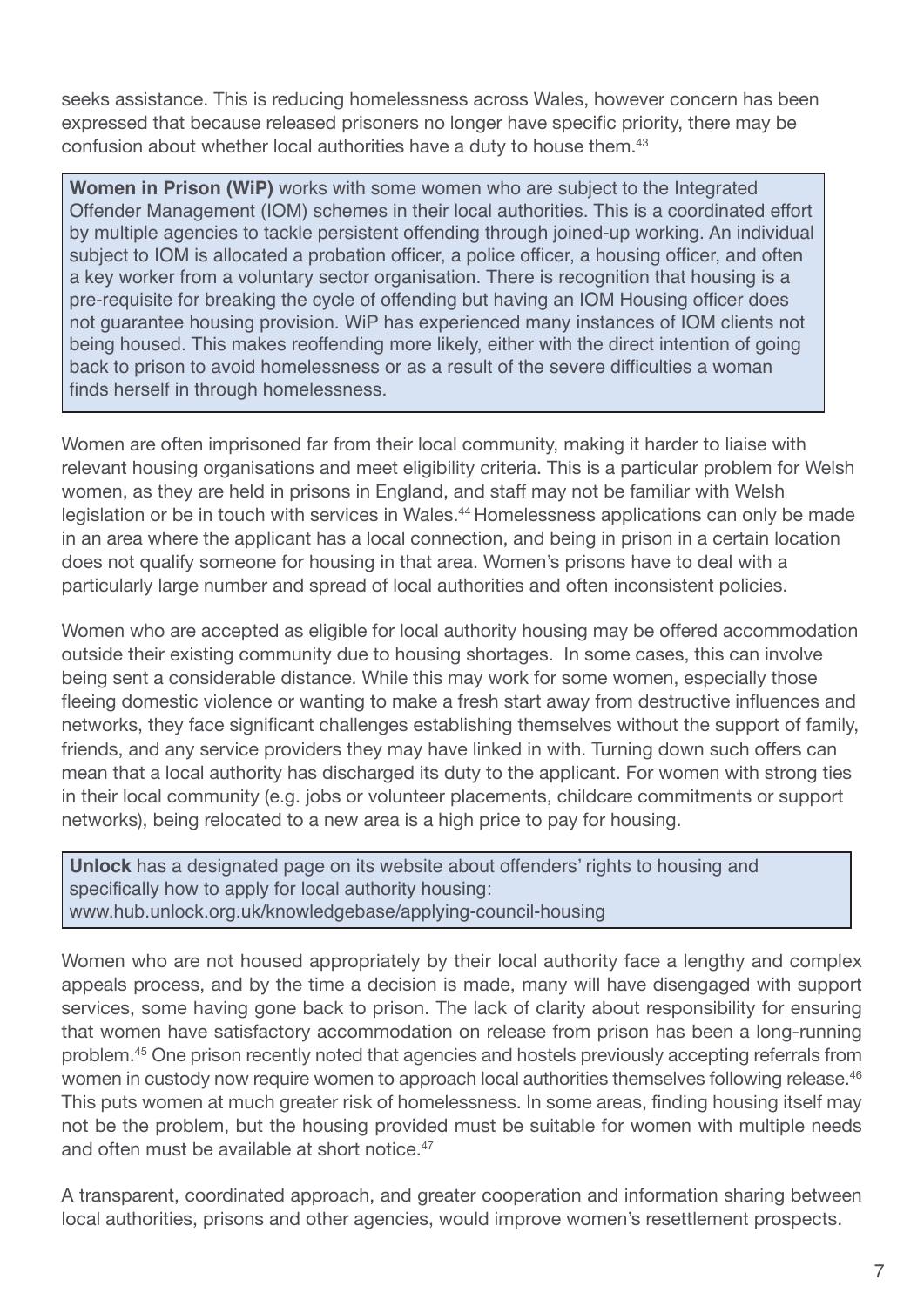seeks assistance. This is reducing homelessness across Wales, however concern has been expressed that because released prisoners no longer have specific priority, there may be confusion about whether local authorities have a duty to house them.[43]

> **Women in Prison (WiP)** works with some women who are subject to the Integrated Offender Management (IOM) schemes in their local authorities. This is a coordinated effort by multiple agencies to tackle persistent offending through joined-up working. An individual subject to IOM is allocated a probation officer, a police officer, a housing officer, and often a key worker from a voluntary sector organisation. There is recognition that housing is a pre-requisite for breaking the cycle of offending but having an IOM Housing officer does not guarantee housing provision. WiP has experienced many instances of IOM clients not being housed. This makes reoffending more likely, either with the direct intention of going back to prison to avoid homelessness or as a result of the severe difficulties a woman finds herself in through homelessness.

Women are often imprisoned far from their local community, making it harder to liaise with relevant housing organisations and meet eligibility criteria. This is a particular problem for Welsh women, as they are held in prisons in England, and staff may not be familiar with Welsh legislation or be in touch with services in Wales.[44] Homelessness applications can only be made in an area where the applicant has a local connection, and being in prison in a certain location does not qualify someone for housing in that area. Women's prisons have to deal with a particularly large number and spread of local authorities and often inconsistent policies.

Women who are accepted as eligible for local authority housing may be offered accommodation outside their existing community due to housing shortages. In some cases, this can involve being sent a considerable distance. While this may work for some women, especially those fleeing domestic violence or wanting to make a fresh start away from destructive influences and networks, they face significant challenges establishing themselves without the support of family, friends, and any service providers they may have linked in with. Turning down such offers can mean that a local authority has discharged its duty to the applicant. For women with strong ties in their local community (e.g. jobs or volunteer placements, childcare commitments or support networks), being relocated to a new area is a high price to pay for housing.

> **Unlock** has a designated page on its website about offenders' rights to housing and specifically how to apply for local authority housing: www.hub.unlock.org.uk/knowledgebase/applying-council-housing

Women who are not housed appropriately by their local authority face a lengthy and complex appeals process, and by the time a decision is made, many will have disengaged with support services, some having gone back to prison. The lack of clarity about responsibility for ensuring that women have satisfactory accommodation on release from prison has been a long-running problem.[45] One prison recently noted that agencies and hostels previously accepting referrals from women in custody now require women to approach local authorities themselves following release.[46] This puts women at much greater risk of homelessness. In some areas, finding housing itself may not be the problem, but the housing provided must be suitable for women with multiple needs and often must be available at short notice.[47]

A transparent, coordinated approach, and greater cooperation and information sharing between local authorities, prisons and other agencies, would improve women's resettlement prospects.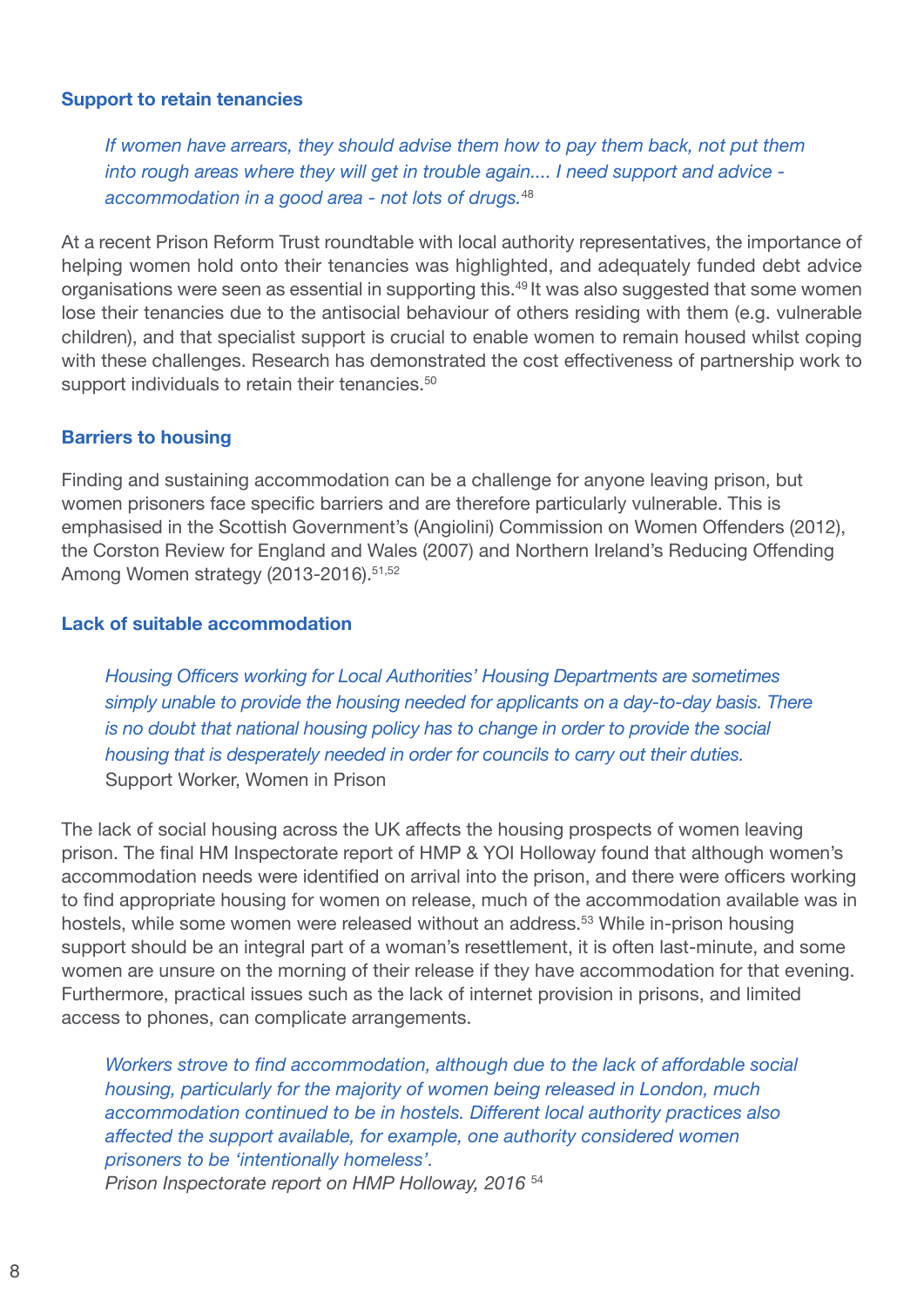### Support to retain tenancies

> *If women have arrears, they should advise them how to pay them back, not put them into rough areas where they will get in trouble again.... I need support and advice - accommodation in a good area - not lots of drugs.*[48]

At a recent Prison Reform Trust roundtable with local authority representatives, the importance of helping women hold onto their tenancies was highlighted, and adequately funded debt advice organisations were seen as essential in supporting this.[49] It was also suggested that some women lose their tenancies due to the antisocial behaviour of others residing with them (e.g. vulnerable children), and that specialist support is crucial to enable women to remain housed whilst coping with these challenges. Research has demonstrated the cost effectiveness of partnership work to support individuals to retain their tenancies.[50]

### Barriers to housing

Finding and sustaining accommodation can be a challenge for anyone leaving prison, but women prisoners face specific barriers and are therefore particularly vulnerable. This is emphasised in the Scottish Government's (Angiolini) Commission on Women Offenders (2012), the Corston Review for England and Wales (2007) and Northern Ireland's Reducing Offending Among Women strategy (2013-2016).[51,52]

### Lack of suitable accommodation

> *Housing Officers working for Local Authorities' Housing Departments are sometimes simply unable to provide the housing needed for applicants on a day-to-day basis. There is no doubt that national housing policy has to change in order to provide the social housing that is desperately needed in order for councils to carry out their duties.*
> Support Worker, Women in Prison

The lack of social housing across the UK affects the housing prospects of women leaving prison. The final HM Inspectorate report of HMP & YOI Holloway found that although women's accommodation needs were identified on arrival into the prison, and there were officers working to find appropriate housing for women on release, much of the accommodation available was in hostels, while some women were released without an address.[53] While in-prison housing support should be an integral part of a woman's resettlement, it is often last-minute, and some women are unsure on the morning of their release if they have accommodation for that evening. Furthermore, practical issues such as the lack of internet provision in prisons, and limited access to phones, can complicate arrangements.

> *Workers strove to find accommodation, although due to the lack of affordable social housing, particularly for the majority of women being released in London, much accommodation continued to be in hostels. Different local authority practices also affected the support available, for example, one authority considered women prisoners to be 'intentionally homeless'.*
> *Prison Inspectorate report on HMP Holloway, 2016* [54]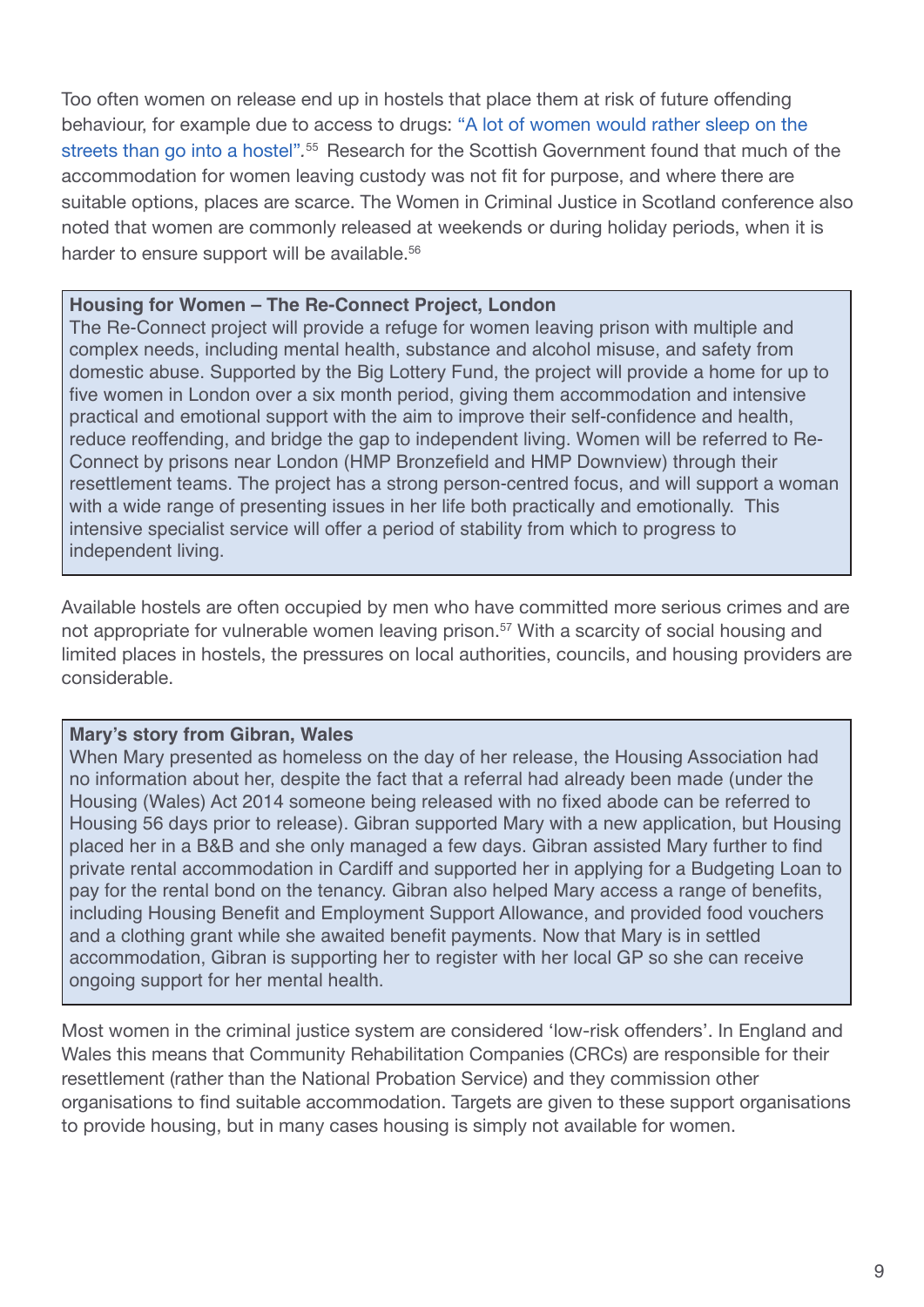Too often women on release end up in hostels that place them at risk of future offending behaviour, for example due to access to drugs: "A lot of women would rather sleep on the streets than go into a hostel".[55] Research for the Scottish Government found that much of the accommodation for women leaving custody was not fit for purpose, and where there are suitable options, places are scarce. The Women in Criminal Justice in Scotland conference also noted that women are commonly released at weekends or during holiday periods, when it is harder to ensure support will be available.[56]

**Housing for Women – The Re-Connect Project, London**

The Re-Connect project will provide a refuge for women leaving prison with multiple and complex needs, including mental health, substance and alcohol misuse, and safety from domestic abuse. Supported by the Big Lottery Fund, the project will provide a home for up to five women in London over a six month period, giving them accommodation and intensive practical and emotional support with the aim to improve their self-confidence and health, reduce reoffending, and bridge the gap to independent living. Women will be referred to Re-Connect by prisons near London (HMP Bronzefield and HMP Downview) through their resettlement teams. The project has a strong person-centred focus, and will support a woman with a wide range of presenting issues in her life both practically and emotionally. This intensive specialist service will offer a period of stability from which to progress to independent living.

Available hostels are often occupied by men who have committed more serious crimes and are not appropriate for vulnerable women leaving prison.[57] With a scarcity of social housing and limited places in hostels, the pressures on local authorities, councils, and housing providers are considerable.

**Mary's story from Gibran, Wales**

When Mary presented as homeless on the day of her release, the Housing Association had no information about her, despite the fact that a referral had already been made (under the Housing (Wales) Act 2014 someone being released with no fixed abode can be referred to Housing 56 days prior to release). Gibran supported Mary with a new application, but Housing placed her in a B&B and she only managed a few days. Gibran assisted Mary further to find private rental accommodation in Cardiff and supported her in applying for a Budgeting Loan to pay for the rental bond on the tenancy. Gibran also helped Mary access a range of benefits, including Housing Benefit and Employment Support Allowance, and provided food vouchers and a clothing grant while she awaited benefit payments. Now that Mary is in settled accommodation, Gibran is supporting her to register with her local GP so she can receive ongoing support for her mental health.

Most women in the criminal justice system are considered 'low-risk offenders'. In England and Wales this means that Community Rehabilitation Companies (CRCs) are responsible for their resettlement (rather than the National Probation Service) and they commission other organisations to find suitable accommodation. Targets are given to these support organisations to provide housing, but in many cases housing is simply not available for women.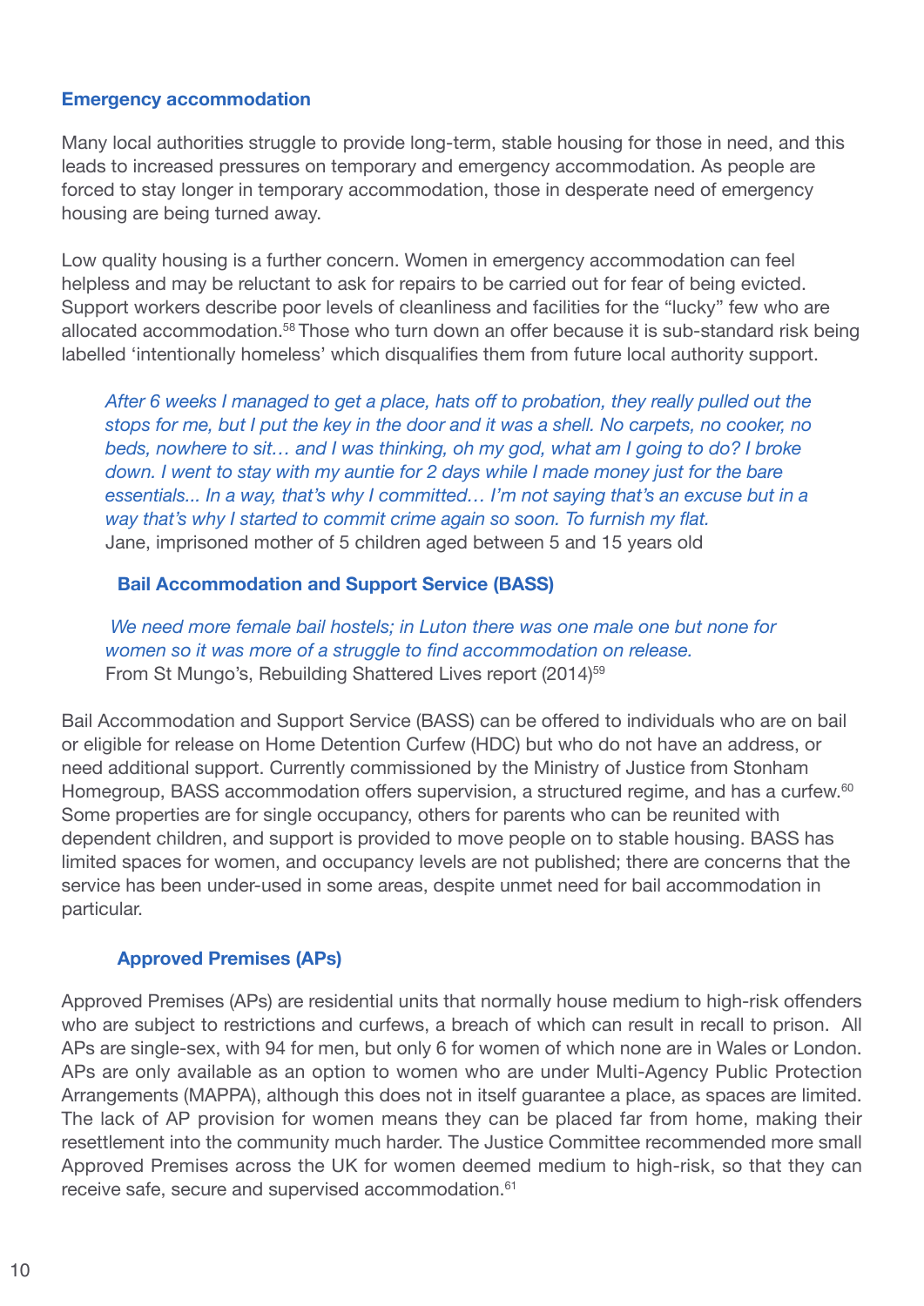### Emergency accommodation

Many local authorities struggle to provide long-term, stable housing for those in need, and this leads to increased pressures on temporary and emergency accommodation. As people are forced to stay longer in temporary accommodation, those in desperate need of emergency housing are being turned away.

Low quality housing is a further concern. Women in emergency accommodation can feel helpless and may be reluctant to ask for repairs to be carried out for fear of being evicted. Support workers describe poor levels of cleanliness and facilities for the "lucky" few who are allocated accommodation.[58] Those who turn down an offer because it is sub-standard risk being labelled 'intentionally homeless' which disqualifies them from future local authority support.

> *After 6 weeks I managed to get a place, hats off to probation, they really pulled out the stops for me, but I put the key in the door and it was a shell. No carpets, no cooker, no beds, nowhere to sit… and I was thinking, oh my god, what am I going to do? I broke down. I went to stay with my auntie for 2 days while I made money just for the bare essentials... In a way, that's why I committed… I'm not saying that's an excuse but in a way that's why I started to commit crime again so soon. To furnish my flat.*
> Jane, imprisoned mother of 5 children aged between 5 and 15 years old

### Bail Accommodation and Support Service (BASS)

> *We need more female bail hostels; in Luton there was one male one but none for women so it was more of a struggle to find accommodation on release.*
> From St Mungo's, Rebuilding Shattered Lives report (2014)[59]

Bail Accommodation and Support Service (BASS) can be offered to individuals who are on bail or eligible for release on Home Detention Curfew (HDC) but who do not have an address, or need additional support. Currently commissioned by the Ministry of Justice from Stonham Homegroup, BASS accommodation offers supervision, a structured regime, and has a curfew.[60] Some properties are for single occupancy, others for parents who can be reunited with dependent children, and support is provided to move people on to stable housing. BASS has limited spaces for women, and occupancy levels are not published; there are concerns that the service has been under-used in some areas, despite unmet need for bail accommodation in particular.

### Approved Premises (APs)

Approved Premises (APs) are residential units that normally house medium to high-risk offenders who are subject to restrictions and curfews, a breach of which can result in recall to prison. All APs are single-sex, with 94 for men, but only 6 for women of which none are in Wales or London. APs are only available as an option to women who are under Multi-Agency Public Protection Arrangements (MAPPA), although this does not in itself guarantee a place, as spaces are limited. The lack of AP provision for women means they can be placed far from home, making their resettlement into the community much harder. The Justice Committee recommended more small Approved Premises across the UK for women deemed medium to high-risk, so that they can receive safe, secure and supervised accommodation.[61]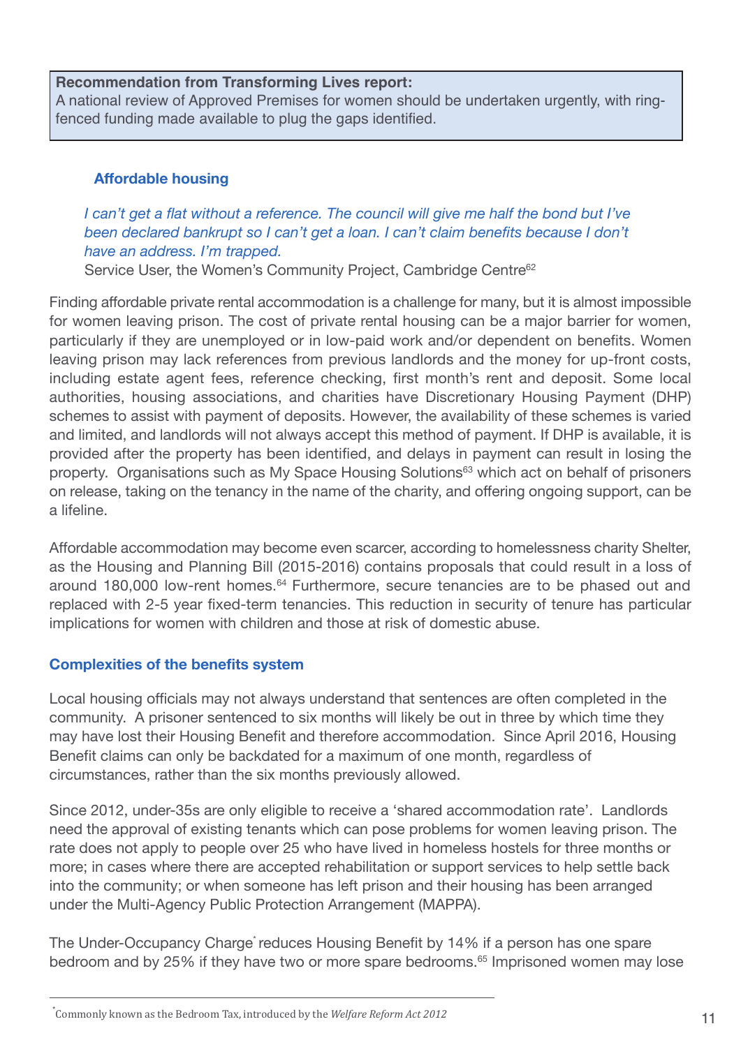> **Recommendation from Transforming Lives report:**
> A national review of Approved Premises for women should be undertaken urgently, with ring-fenced funding made available to plug the gaps identified.

### Affordable housing

*I can't get a flat without a reference. The council will give me half the bond but I've been declared bankrupt so I can't get a loan. I can't claim benefits because I don't have an address. I'm trapped.*

Service User, the Women's Community Project, Cambridge Centre[62]

Finding affordable private rental accommodation is a challenge for many, but it is almost impossible for women leaving prison. The cost of private rental housing can be a major barrier for women, particularly if they are unemployed or in low-paid work and/or dependent on benefits. Women leaving prison may lack references from previous landlords and the money for up-front costs, including estate agent fees, reference checking, first month's rent and deposit. Some local authorities, housing associations, and charities have Discretionary Housing Payment (DHP) schemes to assist with payment of deposits. However, the availability of these schemes is varied and limited, and landlords will not always accept this method of payment. If DHP is available, it is provided after the property has been identified, and delays in payment can result in losing the property. Organisations such as My Space Housing Solutions[63] which act on behalf of prisoners on release, taking on the tenancy in the name of the charity, and offering ongoing support, can be a lifeline.

Affordable accommodation may become even scarcer, according to homelessness charity Shelter, as the Housing and Planning Bill (2015-2016) contains proposals that could result in a loss of around 180,000 low-rent homes.[64] Furthermore, secure tenancies are to be phased out and replaced with 2-5 year fixed-term tenancies. This reduction in security of tenure has particular implications for women with children and those at risk of domestic abuse.

### Complexities of the benefits system

Local housing officials may not always understand that sentences are often completed in the community. A prisoner sentenced to six months will likely be out in three by which time they may have lost their Housing Benefit and therefore accommodation. Since April 2016, Housing Benefit claims can only be backdated for a maximum of one month, regardless of circumstances, rather than the six months previously allowed.

Since 2012, under-35s are only eligible to receive a 'shared accommodation rate'. Landlords need the approval of existing tenants which can pose problems for women leaving prison. The rate does not apply to people over 25 who have lived in homeless hostels for three months or more; in cases where there are accepted rehabilitation or support services to help settle back into the community; or when someone has left prison and their housing has been arranged under the Multi-Agency Public Protection Arrangement (MAPPA).

The Under-Occupancy Charge* reduces Housing Benefit by 14% if a person has one spare bedroom and by 25% if they have two or more spare bedrooms.[65] Imprisoned women may lose

---

*Commonly known as the Bedroom Tax, introduced by the *Welfare Reform Act 2012*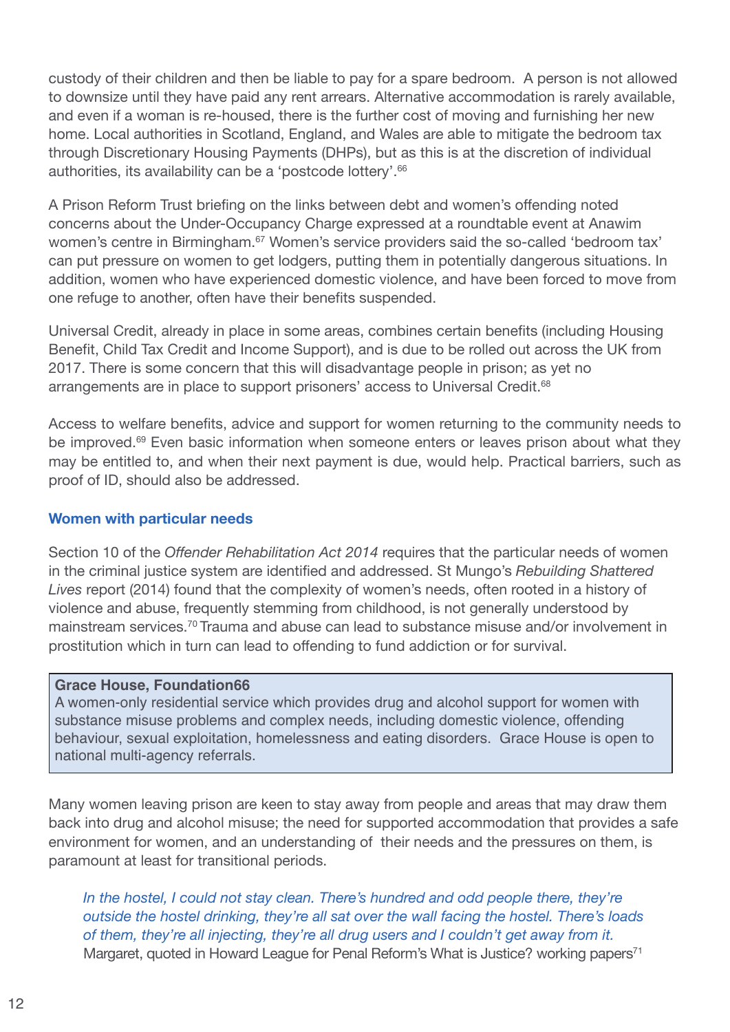custody of their children and then be liable to pay for a spare bedroom. A person is not allowed to downsize until they have paid any rent arrears. Alternative accommodation is rarely available, and even if a woman is re-housed, there is the further cost of moving and furnishing her new home. Local authorities in Scotland, England, and Wales are able to mitigate the bedroom tax through Discretionary Housing Payments (DHPs), but as this is at the discretion of individual authorities, its availability can be a 'postcode lottery'.[66]

A Prison Reform Trust briefing on the links between debt and women's offending noted concerns about the Under-Occupancy Charge expressed at a roundtable event at Anawim women's centre in Birmingham.[67] Women's service providers said the so-called 'bedroom tax' can put pressure on women to get lodgers, putting them in potentially dangerous situations. In addition, women who have experienced domestic violence, and have been forced to move from one refuge to another, often have their benefits suspended.

Universal Credit, already in place in some areas, combines certain benefits (including Housing Benefit, Child Tax Credit and Income Support), and is due to be rolled out across the UK from 2017. There is some concern that this will disadvantage people in prison; as yet no arrangements are in place to support prisoners' access to Universal Credit.[68]

Access to welfare benefits, advice and support for women returning to the community needs to be improved.[69] Even basic information when someone enters or leaves prison about what they may be entitled to, and when their next payment is due, would help. Practical barriers, such as proof of ID, should also be addressed.

### Women with particular needs

Section 10 of the *Offender Rehabilitation Act 2014* requires that the particular needs of women in the criminal justice system are identified and addressed. St Mungo's *Rebuilding Shattered Lives* report (2014) found that the complexity of women's needs, often rooted in a history of violence and abuse, frequently stemming from childhood, is not generally understood by mainstream services.[70] Trauma and abuse can lead to substance misuse and/or involvement in prostitution which in turn can lead to offending to fund addiction or for survival.

> **Grace House, Foundation66**
> A women-only residential service which provides drug and alcohol support for women with substance misuse problems and complex needs, including domestic violence, offending behaviour, sexual exploitation, homelessness and eating disorders. Grace House is open to national multi-agency referrals.

Many women leaving prison are keen to stay away from people and areas that may draw them back into drug and alcohol misuse; the need for supported accommodation that provides a safe environment for women, and an understanding of their needs and the pressures on them, is paramount at least for transitional periods.

> *In the hostel, I could not stay clean. There's hundred and odd people there, they're outside the hostel drinking, they're all sat over the wall facing the hostel. There's loads of them, they're all injecting, they're all drug users and I couldn't get away from it.*
> Margaret, quoted in Howard League for Penal Reform's What is Justice? working papers[71]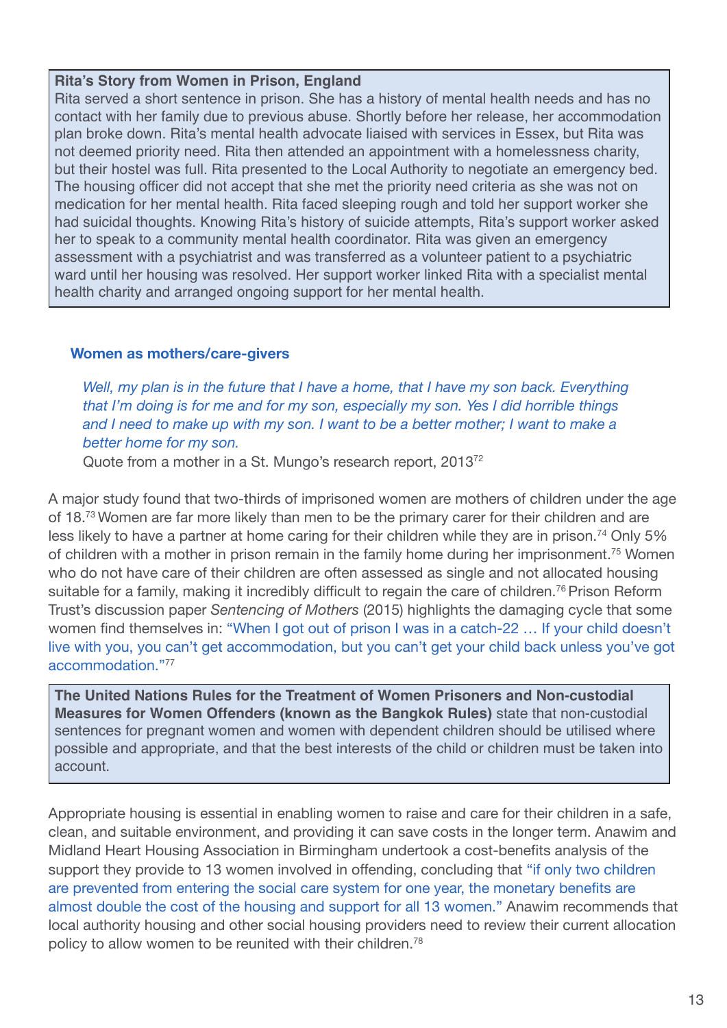**Rita's Story from Women in Prison, England**

Rita served a short sentence in prison. She has a history of mental health needs and has no contact with her family due to previous abuse. Shortly before her release, her accommodation plan broke down. Rita's mental health advocate liaised with services in Essex, but Rita was not deemed priority need. Rita then attended an appointment with a homelessness charity, but their hostel was full. Rita presented to the Local Authority to negotiate an emergency bed. The housing officer did not accept that she met the priority need criteria as she was not on medication for her mental health. Rita faced sleeping rough and told her support worker she had suicidal thoughts. Knowing Rita's history of suicide attempts, Rita's support worker asked her to speak to a community mental health coordinator. Rita was given an emergency assessment with a psychiatrist and was transferred as a volunteer patient to a psychiatric ward until her housing was resolved. Her support worker linked Rita with a specialist mental health charity and arranged ongoing support for her mental health.

### Women as mothers/care-givers

> *Well, my plan is in the future that I have a home, that I have my son back. Everything that I'm doing is for me and for my son, especially my son. Yes I did horrible things and I need to make up with my son. I want to be a better mother; I want to make a better home for my son.*
>
> Quote from a mother in a St. Mungo's research report, 2013[72]

A major study found that two-thirds of imprisoned women are mothers of children under the age of 18.[73] Women are far more likely than men to be the primary carer for their children and are less likely to have a partner at home caring for their children while they are in prison.[74] Only 5% of children with a mother in prison remain in the family home during her imprisonment.[75] Women who do not have care of their children are often assessed as single and not allocated housing suitable for a family, making it incredibly difficult to regain the care of children.[76] Prison Reform Trust's discussion paper *Sentencing of Mothers* (2015) highlights the damaging cycle that some women find themselves in: "When I got out of prison I was in a catch-22 … If your child doesn't live with you, you can't get accommodation, but you can't get your child back unless you've got accommodation."[77]

**The United Nations Rules for the Treatment of Women Prisoners and Non-custodial Measures for Women Offenders (known as the Bangkok Rules)** state that non-custodial sentences for pregnant women and women with dependent children should be utilised where possible and appropriate, and that the best interests of the child or children must be taken into account.

Appropriate housing is essential in enabling women to raise and care for their children in a safe, clean, and suitable environment, and providing it can save costs in the longer term. Anawim and Midland Heart Housing Association in Birmingham undertook a cost-benefits analysis of the support they provide to 13 women involved in offending, concluding that "if only two children are prevented from entering the social care system for one year, the monetary benefits are almost double the cost of the housing and support for all 13 women." Anawim recommends that local authority housing and other social housing providers need to review their current allocation policy to allow women to be reunited with their children.[78]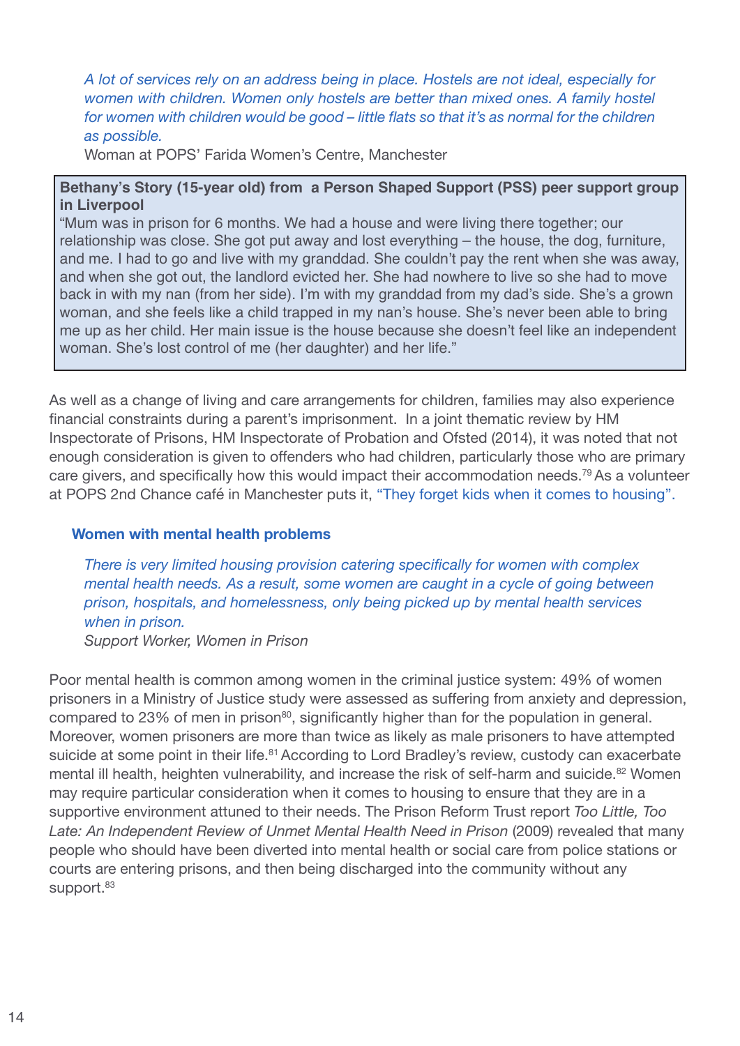*A lot of services rely on an address being in place. Hostels are not ideal, especially for women with children. Women only hostels are better than mixed ones. A family hostel for women with children would be good – little flats so that it's as normal for the children as possible.*

Woman at POPS' Farida Women's Centre, Manchester

> **Bethany's Story (15-year old) from a Person Shaped Support (PSS) peer support group in Liverpool**
>
> "Mum was in prison for 6 months. We had a house and were living there together; our relationship was close. She got put away and lost everything – the house, the dog, furniture, and me. I had to go and live with my granddad. She couldn't pay the rent when she was away, and when she got out, the landlord evicted her. She had nowhere to live so she had to move back in with my nan (from her side). I'm with my granddad from my dad's side. She's a grown woman, and she feels like a child trapped in my nan's house. She's never been able to bring me up as her child. Her main issue is the house because she doesn't feel like an independent woman. She's lost control of me (her daughter) and her life."

As well as a change of living and care arrangements for children, families may also experience financial constraints during a parent's imprisonment. In a joint thematic review by HM Inspectorate of Prisons, HM Inspectorate of Probation and Ofsted (2014), it was noted that not enough consideration is given to offenders who had children, particularly those who are primary care givers, and specifically how this would impact their accommodation needs.[79] As a volunteer at POPS 2nd Chance café in Manchester puts it, "They forget kids when it comes to housing".

### Women with mental health problems

*There is very limited housing provision catering specifically for women with complex mental health needs. As a result, some women are caught in a cycle of going between prison, hospitals, and homelessness, only being picked up by mental health services when in prison.*

*Support Worker, Women in Prison*

Poor mental health is common among women in the criminal justice system: 49% of women prisoners in a Ministry of Justice study were assessed as suffering from anxiety and depression, compared to 23% of men in prison[80], significantly higher than for the population in general. Moreover, women prisoners are more than twice as likely as male prisoners to have attempted suicide at some point in their life.[81] According to Lord Bradley's review, custody can exacerbate mental ill health, heighten vulnerability, and increase the risk of self-harm and suicide.[82] Women may require particular consideration when it comes to housing to ensure that they are in a supportive environment attuned to their needs. The Prison Reform Trust report *Too Little, Too Late: An Independent Review of Unmet Mental Health Need in Prison* (2009) revealed that many people who should have been diverted into mental health or social care from police stations or courts are entering prisons, and then being discharged into the community without any support.[83]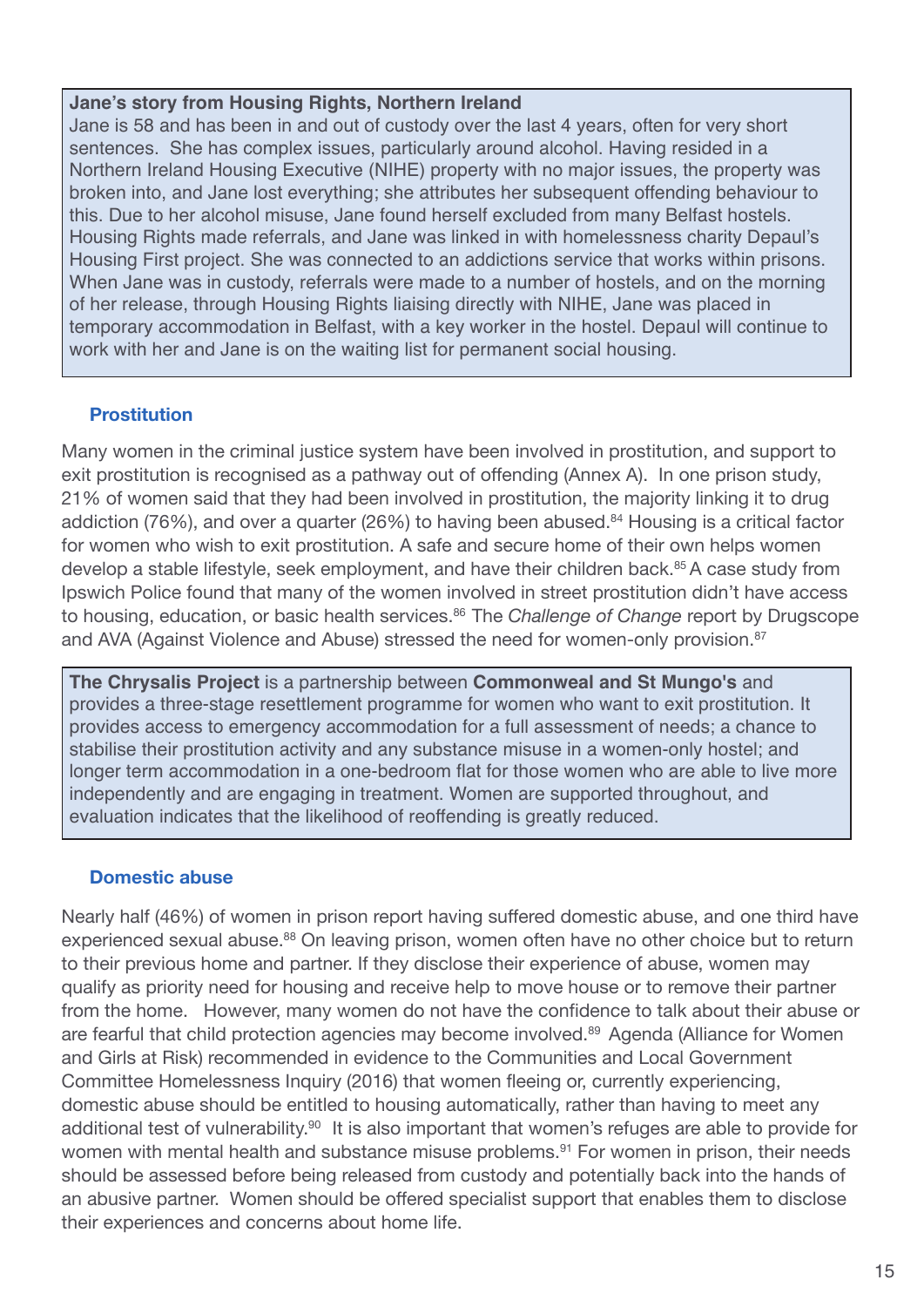**Jane's story from Housing Rights, Northern Ireland**

Jane is 58 and has been in and out of custody over the last 4 years, often for very short sentences. She has complex issues, particularly around alcohol. Having resided in a Northern Ireland Housing Executive (NIHE) property with no major issues, the property was broken into, and Jane lost everything; she attributes her subsequent offending behaviour to this. Due to her alcohol misuse, Jane found herself excluded from many Belfast hostels. Housing Rights made referrals, and Jane was linked in with homelessness charity Depaul's Housing First project. She was connected to an addictions service that works within prisons. When Jane was in custody, referrals were made to a number of hostels, and on the morning of her release, through Housing Rights liaising directly with NIHE, Jane was placed in temporary accommodation in Belfast, with a key worker in the hostel. Depaul will continue to work with her and Jane is on the waiting list for permanent social housing.

### Prostitution

Many women in the criminal justice system have been involved in prostitution, and support to exit prostitution is recognised as a pathway out of offending (Annex A). In one prison study, 21% of women said that they had been involved in prostitution, the majority linking it to drug addiction (76%), and over a quarter (26%) to having been abused.[84] Housing is a critical factor for women who wish to exit prostitution. A safe and secure home of their own helps women develop a stable lifestyle, seek employment, and have their children back.[85] A case study from Ipswich Police found that many of the women involved in street prostitution didn't have access to housing, education, or basic health services.[86] The *Challenge of Change* report by Drugscope and AVA (Against Violence and Abuse) stressed the need for women-only provision.[87]

**The Chrysalis Project** is a partnership between **Commonweal and St Mungo's** and provides a three-stage resettlement programme for women who want to exit prostitution. It provides access to emergency accommodation for a full assessment of needs; a chance to stabilise their prostitution activity and any substance misuse in a women-only hostel; and longer term accommodation in a one-bedroom flat for those women who are able to live more independently and are engaging in treatment. Women are supported throughout, and evaluation indicates that the likelihood of reoffending is greatly reduced.

### Domestic abuse

Nearly half (46%) of women in prison report having suffered domestic abuse, and one third have experienced sexual abuse.[88] On leaving prison, women often have no other choice but to return to their previous home and partner. If they disclose their experience of abuse, women may qualify as priority need for housing and receive help to move house or to remove their partner from the home. However, many women do not have the confidence to talk about their abuse or are fearful that child protection agencies may become involved.[89] Agenda (Alliance for Women and Girls at Risk) recommended in evidence to the Communities and Local Government Committee Homelessness Inquiry (2016) that women fleeing or, currently experiencing, domestic abuse should be entitled to housing automatically, rather than having to meet any additional test of vulnerability.[90] It is also important that women's refuges are able to provide for women with mental health and substance misuse problems.[91] For women in prison, their needs should be assessed before being released from custody and potentially back into the hands of an abusive partner. Women should be offered specialist support that enables them to disclose their experiences and concerns about home life.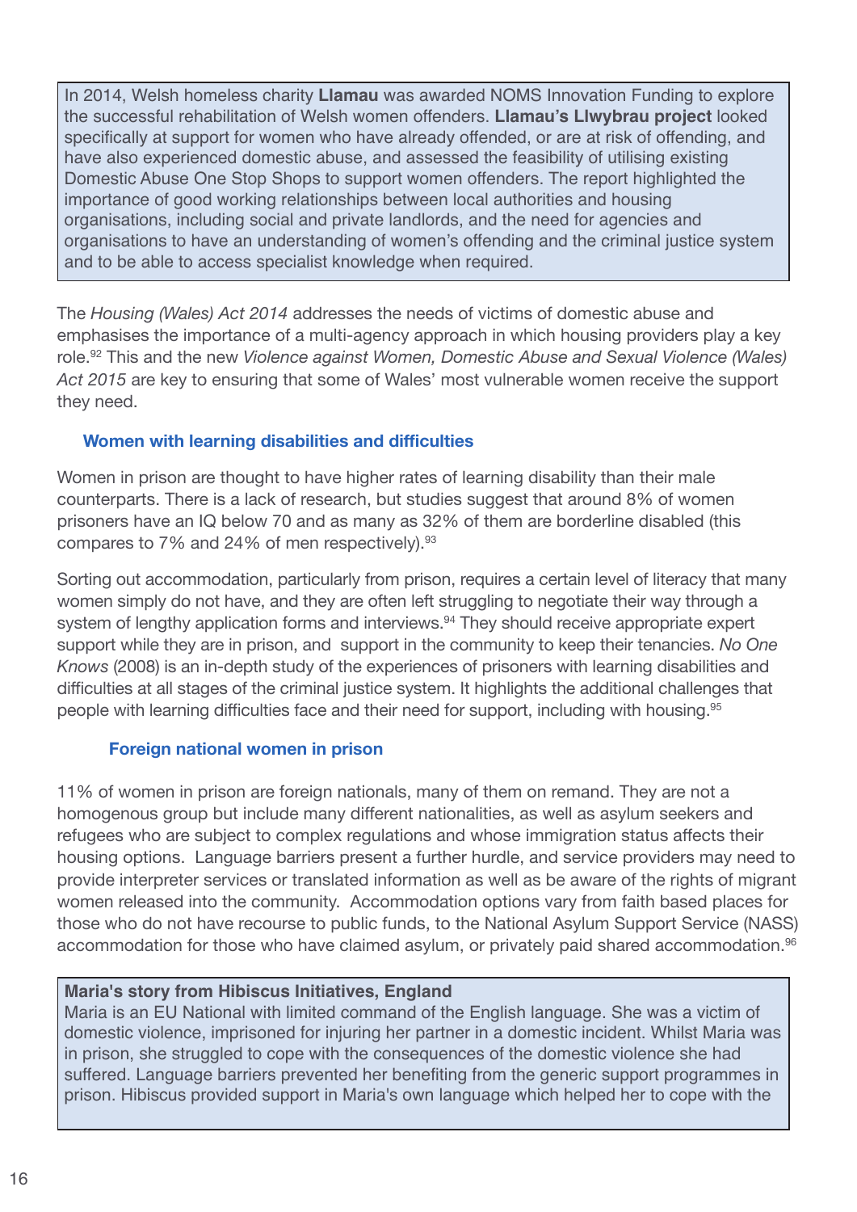> In 2014, Welsh homeless charity **Llamau** was awarded NOMS Innovation Funding to explore the successful rehabilitation of Welsh women offenders. **Llamau's Llwybrau project** looked specifically at support for women who have already offended, or are at risk of offending, and have also experienced domestic abuse, and assessed the feasibility of utilising existing Domestic Abuse One Stop Shops to support women offenders. The report highlighted the importance of good working relationships between local authorities and housing organisations, including social and private landlords, and the need for agencies and organisations to have an understanding of women's offending and the criminal justice system and to be able to access specialist knowledge when required.

The *Housing (Wales) Act 2014* addresses the needs of victims of domestic abuse and emphasises the importance of a multi-agency approach in which housing providers play a key role.[92] This and the new *Violence against Women, Domestic Abuse and Sexual Violence (Wales) Act 2015* are key to ensuring that some of Wales' most vulnerable women receive the support they need.

### Women with learning disabilities and difficulties

Women in prison are thought to have higher rates of learning disability than their male counterparts. There is a lack of research, but studies suggest that around 8% of women prisoners have an IQ below 70 and as many as 32% of them are borderline disabled (this compares to 7% and 24% of men respectively).[93]

Sorting out accommodation, particularly from prison, requires a certain level of literacy that many women simply do not have, and they are often left struggling to negotiate their way through a system of lengthy application forms and interviews.[94] They should receive appropriate expert support while they are in prison, and support in the community to keep their tenancies. *No One Knows* (2008) is an in-depth study of the experiences of prisoners with learning disabilities and difficulties at all stages of the criminal justice system. It highlights the additional challenges that people with learning difficulties face and their need for support, including with housing.[95]

### Foreign national women in prison

11% of women in prison are foreign nationals, many of them on remand. They are not a homogenous group but include many different nationalities, as well as asylum seekers and refugees who are subject to complex regulations and whose immigration status affects their housing options. Language barriers present a further hurdle, and service providers may need to provide interpreter services or translated information as well as be aware of the rights of migrant women released into the community. Accommodation options vary from faith based places for those who do not have recourse to public funds, to the National Asylum Support Service (NASS) accommodation for those who have claimed asylum, or privately paid shared accommodation.[96]

> **Maria's story from Hibiscus Initiatives, England**
> Maria is an EU National with limited command of the English language. She was a victim of domestic violence, imprisoned for injuring her partner in a domestic incident. Whilst Maria was in prison, she struggled to cope with the consequences of the domestic violence she had suffered. Language barriers prevented her benefiting from the generic support programmes in prison. Hibiscus provided support in Maria's own language which helped her to cope with the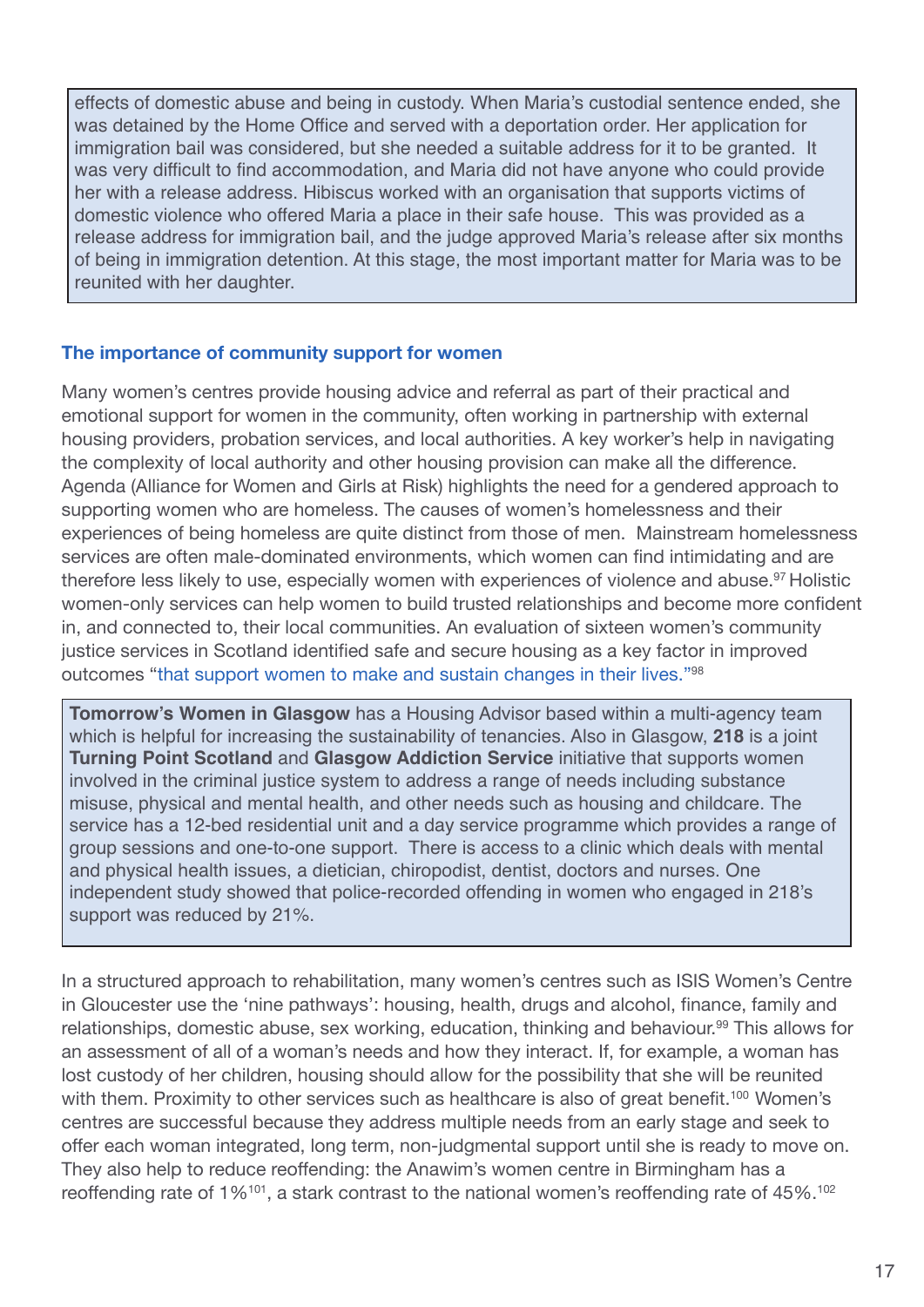effects of domestic abuse and being in custody. When Maria's custodial sentence ended, she was detained by the Home Office and served with a deportation order. Her application for immigration bail was considered, but she needed a suitable address for it to be granted. It was very difficult to find accommodation, and Maria did not have anyone who could provide her with a release address. Hibiscus worked with an organisation that supports victims of domestic violence who offered Maria a place in their safe house. This was provided as a release address for immigration bail, and the judge approved Maria's release after six months of being in immigration detention. At this stage, the most important matter for Maria was to be reunited with her daughter.

### The importance of community support for women

Many women's centres provide housing advice and referral as part of their practical and emotional support for women in the community, often working in partnership with external housing providers, probation services, and local authorities. A key worker's help in navigating the complexity of local authority and other housing provision can make all the difference. Agenda (Alliance for Women and Girls at Risk) highlights the need for a gendered approach to supporting women who are homeless. The causes of women's homelessness and their experiences of being homeless are quite distinct from those of men. Mainstream homelessness services are often male-dominated environments, which women can find intimidating and are therefore less likely to use, especially women with experiences of violence and abuse.[97] Holistic women-only services can help women to build trusted relationships and become more confident in, and connected to, their local communities. An evaluation of sixteen women's community justice services in Scotland identified safe and secure housing as a key factor in improved outcomes "that support women to make and sustain changes in their lives."[98]

**Tomorrow's Women in Glasgow** has a Housing Advisor based within a multi-agency team which is helpful for increasing the sustainability of tenancies. Also in Glasgow, **218** is a joint **Turning Point Scotland** and **Glasgow Addiction Service** initiative that supports women involved in the criminal justice system to address a range of needs including substance misuse, physical and mental health, and other needs such as housing and childcare. The service has a 12-bed residential unit and a day service programme which provides a range of group sessions and one-to-one support. There is access to a clinic which deals with mental and physical health issues, a dietician, chiropodist, dentist, doctors and nurses. One independent study showed that police-recorded offending in women who engaged in 218's support was reduced by 21%.

In a structured approach to rehabilitation, many women's centres such as ISIS Women's Centre in Gloucester use the 'nine pathways': housing, health, drugs and alcohol, finance, family and relationships, domestic abuse, sex working, education, thinking and behaviour.[99] This allows for an assessment of all of a woman's needs and how they interact. If, for example, a woman has lost custody of her children, housing should allow for the possibility that she will be reunited with them. Proximity to other services such as healthcare is also of great benefit.[100] Women's centres are successful because they address multiple needs from an early stage and seek to offer each woman integrated, long term, non-judgmental support until she is ready to move on. They also help to reduce reoffending: the Anawim's women centre in Birmingham has a reoffending rate of 1%[101], a stark contrast to the national women's reoffending rate of 45%.[102]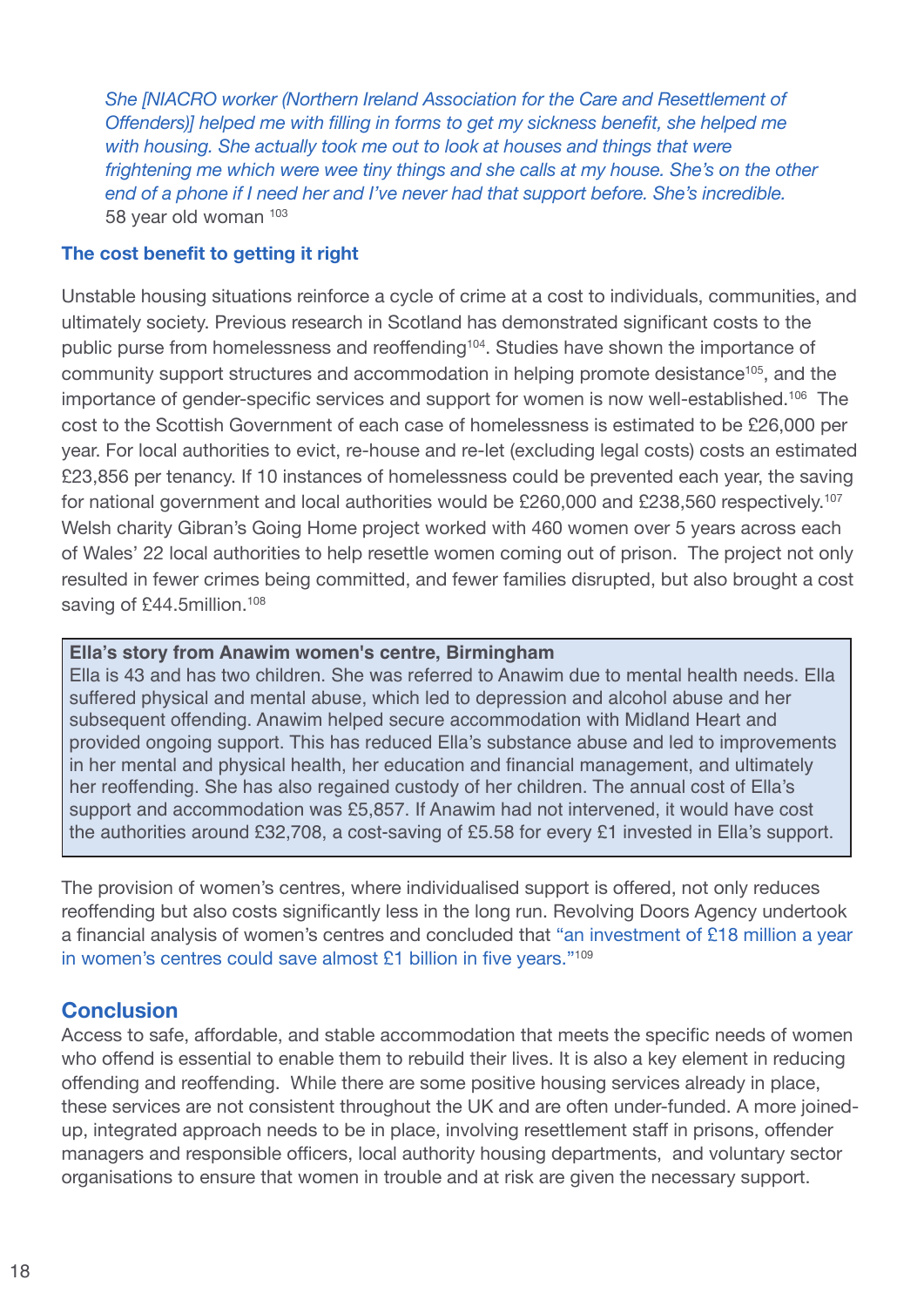> *She [NIACRO worker (Northern Ireland Association for the Care and Resettlement of Offenders)] helped me with filling in forms to get my sickness benefit, she helped me with housing. She actually took me out to look at houses and things that were frightening me which were wee tiny things and she calls at my house. She's on the other end of a phone if I need her and I've never had that support before. She's incredible.*
> 58 year old woman [103]

### The cost benefit to getting it right

Unstable housing situations reinforce a cycle of crime at a cost to individuals, communities, and ultimately society. Previous research in Scotland has demonstrated significant costs to the public purse from homelessness and reoffending[104]. Studies have shown the importance of community support structures and accommodation in helping promote desistance[105], and the importance of gender-specific services and support for women is now well-established.[106] The cost to the Scottish Government of each case of homelessness is estimated to be £26,000 per year. For local authorities to evict, re-house and re-let (excluding legal costs) costs an estimated £23,856 per tenancy. If 10 instances of homelessness could be prevented each year, the saving for national government and local authorities would be £260,000 and £238,560 respectively.[107] Welsh charity Gibran's Going Home project worked with 460 women over 5 years across each of Wales' 22 local authorities to help resettle women coming out of prison. The project not only resulted in fewer crimes being committed, and fewer families disrupted, but also brought a cost saving of £44.5million.[108]

> **Ella's story from Anawim women's centre, Birmingham**
> Ella is 43 and has two children. She was referred to Anawim due to mental health needs. Ella suffered physical and mental abuse, which led to depression and alcohol abuse and her subsequent offending. Anawim helped secure accommodation with Midland Heart and provided ongoing support. This has reduced Ella's substance abuse and led to improvements in her mental and physical health, her education and financial management, and ultimately her reoffending. She has also regained custody of her children. The annual cost of Ella's support and accommodation was £5,857. If Anawim had not intervened, it would have cost the authorities around £32,708, a cost-saving of £5.58 for every £1 invested in Ella's support.

The provision of women's centres, where individualised support is offered, not only reduces reoffending but also costs significantly less in the long run. Revolving Doors Agency undertook a financial analysis of women's centres and concluded that "an investment of £18 million a year in women's centres could save almost £1 billion in five years."[109]

## Conclusion

Access to safe, affordable, and stable accommodation that meets the specific needs of women who offend is essential to enable them to rebuild their lives. It is also a key element in reducing offending and reoffending. While there are some positive housing services already in place, these services are not consistent throughout the UK and are often under-funded. A more joined-up, integrated approach needs to be in place, involving resettlement staff in prisons, offender managers and responsible officers, local authority housing departments, and voluntary sector organisations to ensure that women in trouble and at risk are given the necessary support.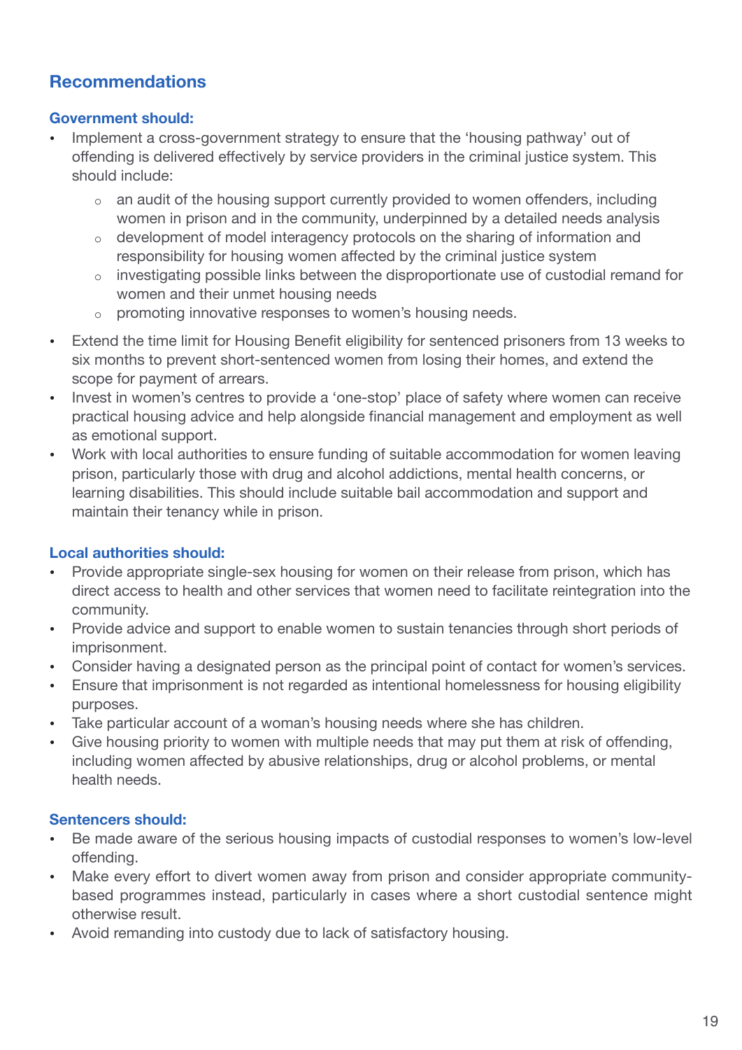## Recommendations

### Government should:

- Implement a cross-government strategy to ensure that the 'housing pathway' out of offending is delivered effectively by service providers in the criminal justice system. This should include:
  - an audit of the housing support currently provided to women offenders, including women in prison and in the community, underpinned by a detailed needs analysis
  - development of model interagency protocols on the sharing of information and responsibility for housing women affected by the criminal justice system
  - investigating possible links between the disproportionate use of custodial remand for women and their unmet housing needs
  - promoting innovative responses to women's housing needs.
- Extend the time limit for Housing Benefit eligibility for sentenced prisoners from 13 weeks to six months to prevent short-sentenced women from losing their homes, and extend the scope for payment of arrears.
- Invest in women's centres to provide a 'one-stop' place of safety where women can receive practical housing advice and help alongside financial management and employment as well as emotional support.
- Work with local authorities to ensure funding of suitable accommodation for women leaving prison, particularly those with drug and alcohol addictions, mental health concerns, or learning disabilities. This should include suitable bail accommodation and support and maintain their tenancy while in prison.

### Local authorities should:

- Provide appropriate single-sex housing for women on their release from prison, which has direct access to health and other services that women need to facilitate reintegration into the community.
- Provide advice and support to enable women to sustain tenancies through short periods of imprisonment.
- Consider having a designated person as the principal point of contact for women's services.
- Ensure that imprisonment is not regarded as intentional homelessness for housing eligibility purposes.
- Take particular account of a woman's housing needs where she has children.
- Give housing priority to women with multiple needs that may put them at risk of offending, including women affected by abusive relationships, drug or alcohol problems, or mental health needs.

### Sentencers should:

- Be made aware of the serious housing impacts of custodial responses to women's low-level offending.
- Make every effort to divert women away from prison and consider appropriate community-based programmes instead, particularly in cases where a short custodial sentence might otherwise result.
- Avoid remanding into custody due to lack of satisfactory housing.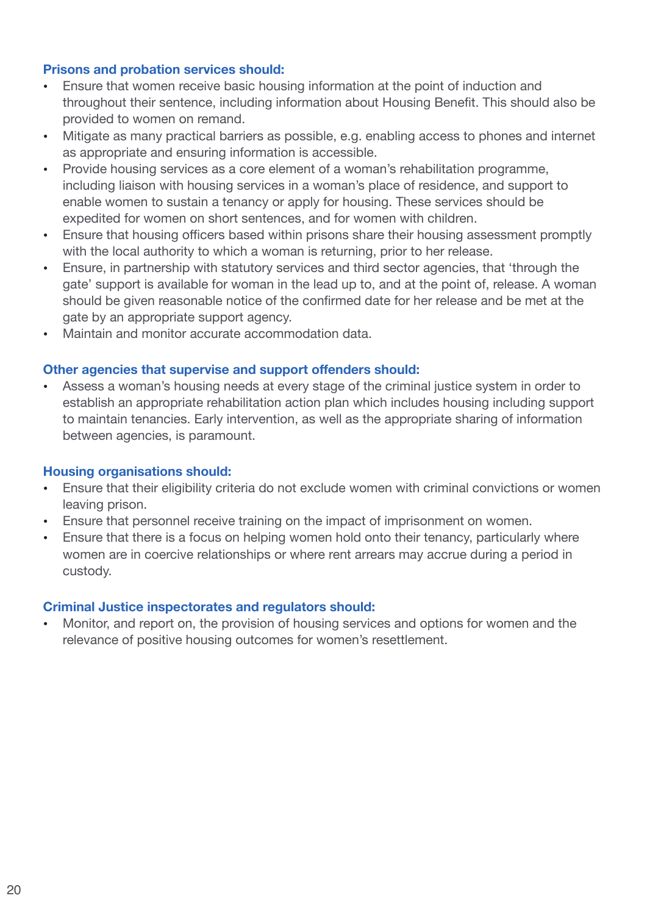### Prisons and probation services should:

- Ensure that women receive basic housing information at the point of induction and throughout their sentence, including information about Housing Benefit. This should also be provided to women on remand.
- Mitigate as many practical barriers as possible, e.g. enabling access to phones and internet as appropriate and ensuring information is accessible.
- Provide housing services as a core element of a woman's rehabilitation programme, including liaison with housing services in a woman's place of residence, and support to enable women to sustain a tenancy or apply for housing. These services should be expedited for women on short sentences, and for women with children.
- Ensure that housing officers based within prisons share their housing assessment promptly with the local authority to which a woman is returning, prior to her release.
- Ensure, in partnership with statutory services and third sector agencies, that 'through the gate' support is available for woman in the lead up to, and at the point of, release. A woman should be given reasonable notice of the confirmed date for her release and be met at the gate by an appropriate support agency.
- Maintain and monitor accurate accommodation data.

### Other agencies that supervise and support offenders should:

- Assess a woman's housing needs at every stage of the criminal justice system in order to establish an appropriate rehabilitation action plan which includes housing including support to maintain tenancies. Early intervention, as well as the appropriate sharing of information between agencies, is paramount.

### Housing organisations should:

- Ensure that their eligibility criteria do not exclude women with criminal convictions or women leaving prison.
- Ensure that personnel receive training on the impact of imprisonment on women.
- Ensure that there is a focus on helping women hold onto their tenancy, particularly where women are in coercive relationships or where rent arrears may accrue during a period in custody.

### Criminal Justice inspectorates and regulators should:

- Monitor, and report on, the provision of housing services and options for women and the relevance of positive housing outcomes for women's resettlement.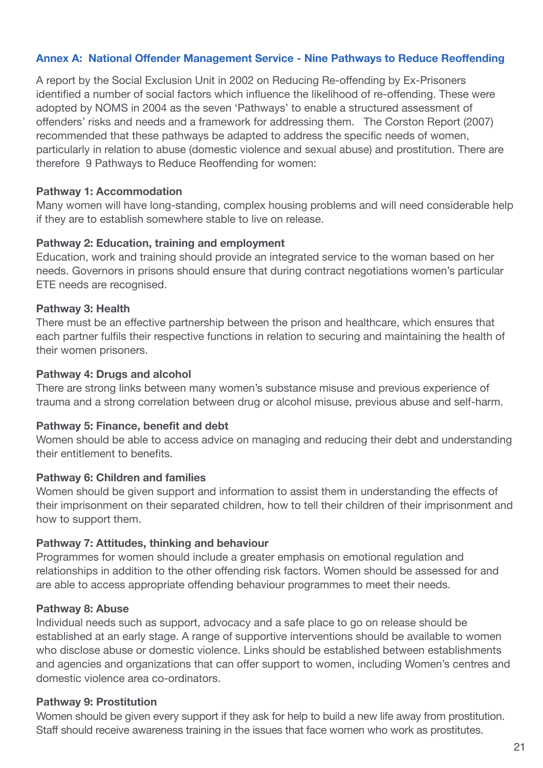## Annex A: National Offender Management Service - Nine Pathways to Reduce Reoffending

A report by the Social Exclusion Unit in 2002 on Reducing Re-offending by Ex-Prisoners identified a number of social factors which influence the likelihood of re-offending. These were adopted by NOMS in 2004 as the seven 'Pathways' to enable a structured assessment of offenders' risks and needs and a framework for addressing them. The Corston Report (2007) recommended that these pathways be adapted to address the specific needs of women, particularly in relation to abuse (domestic violence and sexual abuse) and prostitution. There are therefore 9 Pathways to Reduce Reoffending for women:

**Pathway 1: Accommodation**
Many women will have long-standing, complex housing problems and will need considerable help if they are to establish somewhere stable to live on release.

**Pathway 2: Education, training and employment**
Education, work and training should provide an integrated service to the woman based on her needs. Governors in prisons should ensure that during contract negotiations women's particular ETE needs are recognised.

**Pathway 3: Health**
There must be an effective partnership between the prison and healthcare, which ensures that each partner fulfils their respective functions in relation to securing and maintaining the health of their women prisoners.

**Pathway 4: Drugs and alcohol**
There are strong links between many women's substance misuse and previous experience of trauma and a strong correlation between drug or alcohol misuse, previous abuse and self-harm.

**Pathway 5: Finance, benefit and debt**
Women should be able to access advice on managing and reducing their debt and understanding their entitlement to benefits.

**Pathway 6: Children and families**
Women should be given support and information to assist them in understanding the effects of their imprisonment on their separated children, how to tell their children of their imprisonment and how to support them.

**Pathway 7: Attitudes, thinking and behaviour**
Programmes for women should include a greater emphasis on emotional regulation and relationships in addition to the other offending risk factors. Women should be assessed for and are able to access appropriate offending behaviour programmes to meet their needs.

**Pathway 8: Abuse**
Individual needs such as support, advocacy and a safe place to go on release should be established at an early stage. A range of supportive interventions should be available to women who disclose abuse or domestic violence. Links should be established between establishments and agencies and organizations that can offer support to women, including Women's centres and domestic violence area co-ordinators.

**Pathway 9: Prostitution**
Women should be given every support if they ask for help to build a new life away from prostitution. Staff should receive awareness training in the issues that face women who work as prostitutes.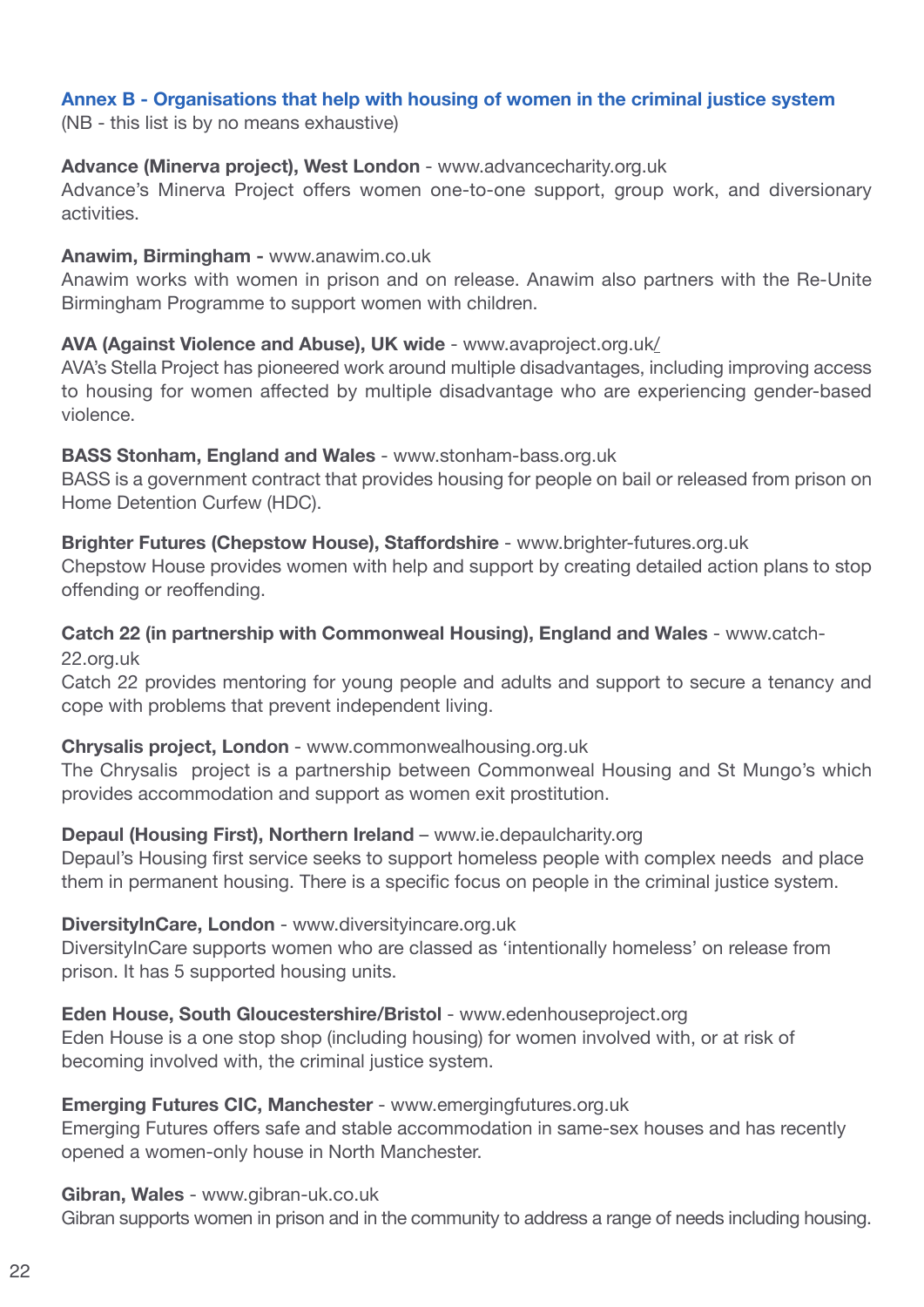## Annex B - Organisations that help with housing of women in the criminal justice system

(NB - this list is by no means exhaustive)

**Advance (Minerva project), West London** - www.advancecharity.org.uk
Advance's Minerva Project offers women one-to-one support, group work, and diversionary activities.

**Anawim, Birmingham -** www.anawim.co.uk
Anawim works with women in prison and on release. Anawim also partners with the Re-Unite Birmingham Programme to support women with children.

**AVA (Against Violence and Abuse), UK wide** - www.avaproject.org.uk/
AVA's Stella Project has pioneered work around multiple disadvantages, including improving access to housing for women affected by multiple disadvantage who are experiencing gender-based violence.

**BASS Stonham, England and Wales** - www.stonham-bass.org.uk
BASS is a government contract that provides housing for people on bail or released from prison on Home Detention Curfew (HDC).

**Brighter Futures (Chepstow House), Staffordshire** - www.brighter-futures.org.uk
Chepstow House provides women with help and support by creating detailed action plans to stop offending or reoffending.

**Catch 22 (in partnership with Commonweal Housing), England and Wales** - www.catch-22.org.uk
Catch 22 provides mentoring for young people and adults and support to secure a tenancy and cope with problems that prevent independent living.

**Chrysalis project, London** - www.commonwealhousing.org.uk
The Chrysalis project is a partnership between Commonweal Housing and St Mungo's which provides accommodation and support as women exit prostitution.

**Depaul (Housing First), Northern Ireland** – www.ie.depaulcharity.org
Depaul's Housing first service seeks to support homeless people with complex needs and place them in permanent housing. There is a specific focus on people in the criminal justice system.

**DiversityInCare, London** - www.diversityincare.org.uk
DiversityInCare supports women who are classed as 'intentionally homeless' on release from prison. It has 5 supported housing units.

**Eden House, South Gloucestershire/Bristol** - www.edenhouseproject.org
Eden House is a one stop shop (including housing) for women involved with, or at risk of becoming involved with, the criminal justice system.

**Emerging Futures CIC, Manchester** - www.emergingfutures.org.uk
Emerging Futures offers safe and stable accommodation in same-sex houses and has recently opened a women-only house in North Manchester.

**Gibran, Wales** - www.gibran-uk.co.uk
Gibran supports women in prison and in the community to address a range of needs including housing.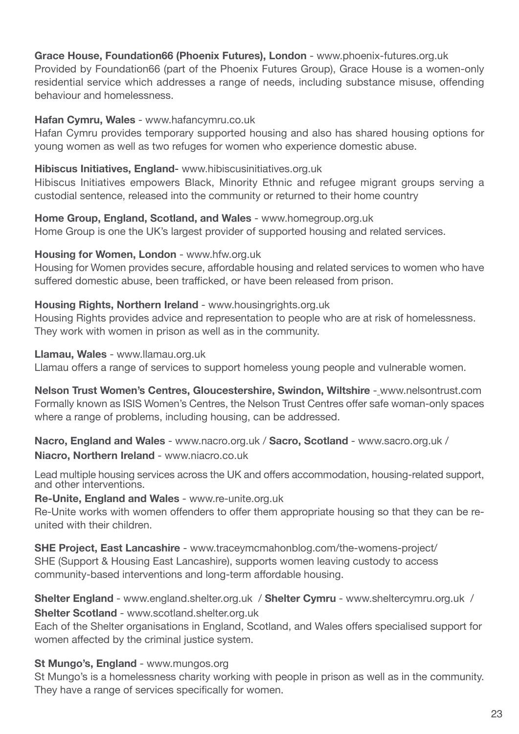**Grace House, Foundation66 (Phoenix Futures), London** - www.phoenix-futures.org.uk
Provided by Foundation66 (part of the Phoenix Futures Group), Grace House is a women-only residential service which addresses a range of needs, including substance misuse, offending behaviour and homelessness.

**Hafan Cymru, Wales** - www.hafancymru.co.uk
Hafan Cymru provides temporary supported housing and also has shared housing options for young women as well as two refuges for women who experience domestic abuse.

**Hibiscus Initiatives, England**- www.hibiscusinitiatives.org.uk
Hibiscus Initiatives empowers Black, Minority Ethnic and refugee migrant groups serving a custodial sentence, released into the community or returned to their home country

**Home Group, England, Scotland, and Wales** - www.homegroup.org.uk
Home Group is one the UK's largest provider of supported housing and related services.

**Housing for Women, London** - www.hfw.org.uk
Housing for Women provides secure, affordable housing and related services to women who have suffered domestic abuse, been trafficked, or have been released from prison.

**Housing Rights, Northern Ireland** - www.housingrights.org.uk
Housing Rights provides advice and representation to people who are at risk of homelessness. They work with women in prison as well as in the community.

**Llamau, Wales** - www.llamau.org.uk
Llamau offers a range of services to support homeless young people and vulnerable women.

**Nelson Trust Women's Centres, Gloucestershire, Swindon, Wiltshire** - www.nelsontrust.com
Formally known as ISIS Women's Centres, the Nelson Trust Centres offer safe woman-only spaces where a range of problems, including housing, can be addressed.

**Nacro, England and Wales** - www.nacro.org.uk / **Sacro, Scotland** - www.sacro.org.uk / **Niacro, Northern Ireland** - www.niacro.co.uk

Lead multiple housing services across the UK and offers accommodation, housing-related support, and other interventions.

**Re-Unite, England and Wales** - www.re-unite.org.uk
Re-Unite works with women offenders to offer them appropriate housing so that they can be re-united with their children.

**SHE Project, East Lancashire** - www.traceymcmahonblog.com/the-womens-project/
SHE (Support & Housing East Lancashire), supports women leaving custody to access community-based interventions and long-term affordable housing.

**Shelter England** - www.england.shelter.org.uk / **Shelter Cymru** - www.sheltercymru.org.uk / **Shelter Scotland** - www.scotland.shelter.org.uk
Each of the Shelter organisations in England, Scotland, and Wales offers specialised support for women affected by the criminal justice system.

**St Mungo's, England** - www.mungos.org
St Mungo's is a homelessness charity working with people in prison as well as in the community. They have a range of services specifically for women.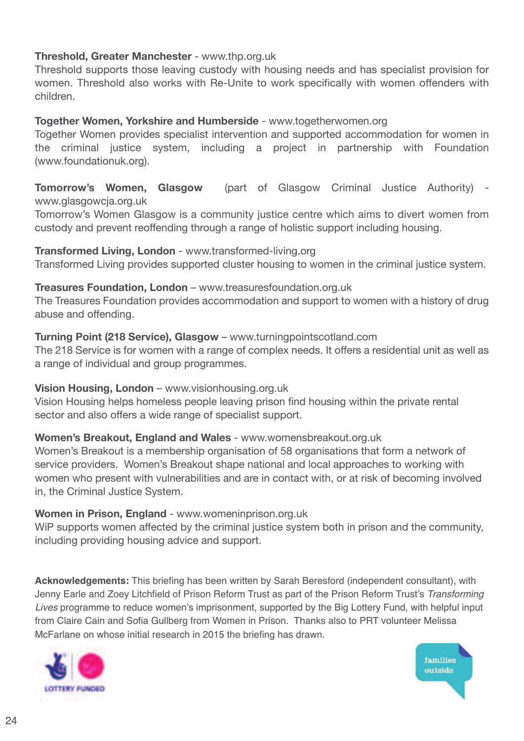**Threshold, Greater Manchester** - www.thp.org.uk
Threshold supports those leaving custody with housing needs and has specialist provision for women. Threshold also works with Re-Unite to work specifically with women offenders with children.

**Together Women, Yorkshire and Humberside** - www.togetherwomen.org
Together Women provides specialist intervention and supported accommodation for women in the criminal justice system, including a project in partnership with Foundation (www.foundationuk.org).

**Tomorrow's Women, Glasgow** (part of Glasgow Criminal Justice Authority) - www.glasgowcja.org.uk
Tomorrow's Women Glasgow is a community justice centre which aims to divert women from custody and prevent reoffending through a range of holistic support including housing.

**Transformed Living, London** - www.transformed-living.org
Transformed Living provides supported cluster housing to women in the criminal justice system.

**Treasures Foundation, London** – www.treasuresfoundation.org.uk
The Treasures Foundation provides accommodation and support to women with a history of drug abuse and offending.

**Turning Point (218 Service), Glasgow** – www.turningpointscotland.com
The 218 Service is for women with a range of complex needs. It offers a residential unit as well as a range of individual and group programmes.

**Vision Housing, London** – www.visionhousing.org.uk
Vision Housing helps homeless people leaving prison find housing within the private rental sector and also offers a wide range of specialist support.

**Women's Breakout, England and Wales** - www.womensbreakout.org.uk
Women's Breakout is a membership organisation of 58 organisations that form a network of service providers. Women's Breakout shape national and local approaches to working with women who present with vulnerabilities and are in contact with, or at risk of becoming involved in, the Criminal Justice System.

**Women in Prison, England** - www.womeninprison.org.uk
WiP supports women affected by the criminal justice system both in prison and the community, including providing housing advice and support.

**Acknowledgements:** This briefing has been written by Sarah Beresford (independent consultant), with Jenny Earle and Zoey Litchfield of Prison Reform Trust as part of the Prison Reform Trust's *Transforming Lives* programme to reduce women's imprisonment, supported by the Big Lottery Fund, with helpful input from Claire Cain and Sofia Gullberg from Women in Prison. Thanks also to PRT volunteer Melissa McFarlane on whose initial research in 2015 the briefing has drawn.

LOTTERY FUNDED

families outside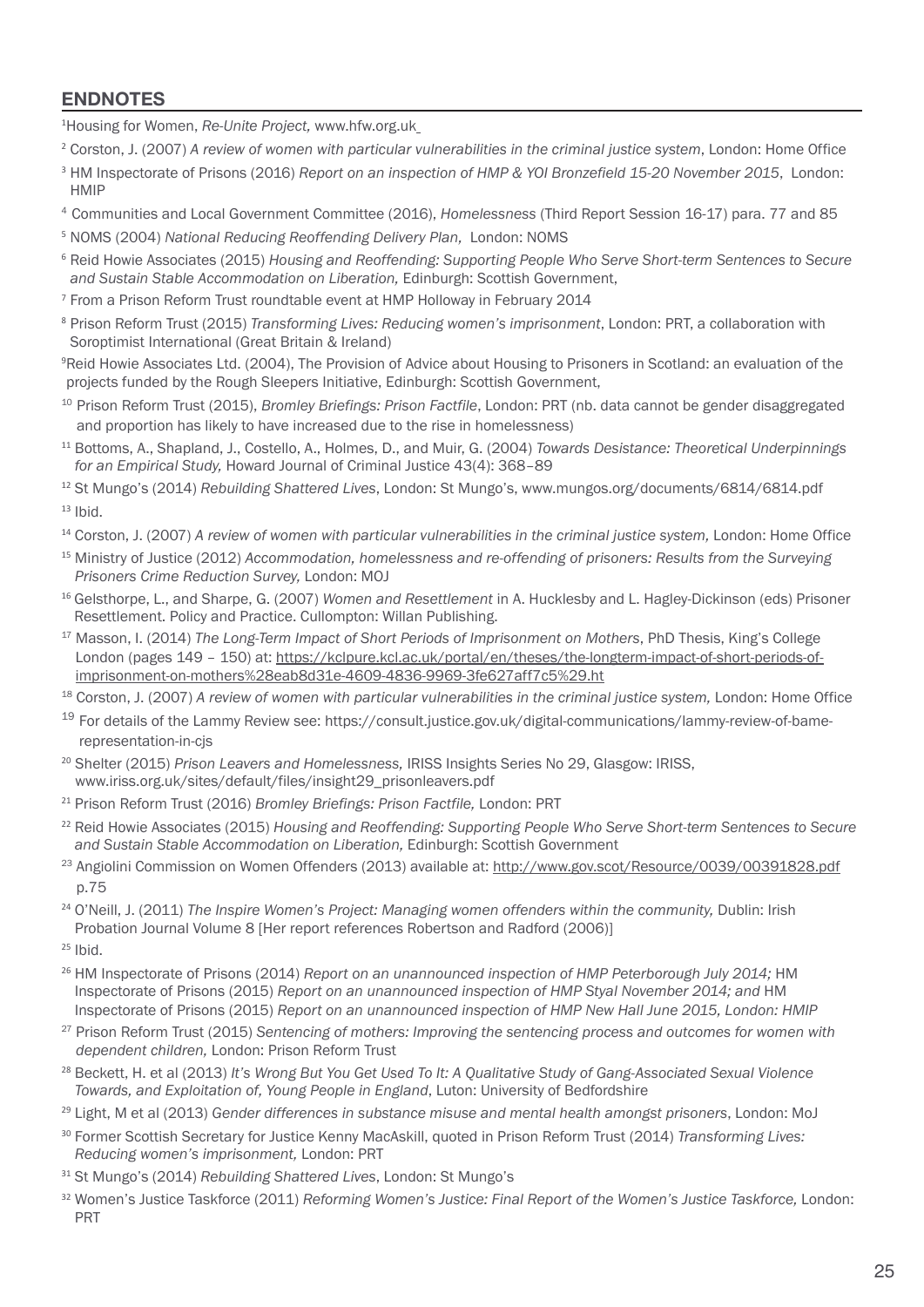## ENDNOTES

[1]Housing for Women, *Re-Unite Project,* www.hfw.org.uk

[2] Corston, J. (2007) *A review of women with particular vulnerabilities in the criminal justice system*, London: Home Office

[3] HM Inspectorate of Prisons (2016) *Report on an inspection of HMP & YOI Bronzefield 15-20 November 2015*, London: HMIP

[4] Communities and Local Government Committee (2016), *Homelessness* (Third Report Session 16-17) para. 77 and 85

[5] NOMS (2004) *National Reducing Reoffending Delivery Plan,* London: NOMS

[6] Reid Howie Associates (2015) *Housing and Reoffending: Supporting People Who Serve Short-term Sentences to Secure and Sustain Stable Accommodation on Liberation,* Edinburgh: Scottish Government,

[7] From a Prison Reform Trust roundtable event at HMP Holloway in February 2014

[8] Prison Reform Trust (2015) *Transforming Lives: Reducing women's imprisonment*, London: PRT, a collaboration with Soroptimist International (Great Britain & Ireland)

[9]Reid Howie Associates Ltd. (2004), The Provision of Advice about Housing to Prisoners in Scotland: an evaluation of the projects funded by the Rough Sleepers Initiative, Edinburgh: Scottish Government,

[10] Prison Reform Trust (2015), *Bromley Briefings: Prison Factfile*, London: PRT (nb. data cannot be gender disaggregated and proportion has likely to have increased due to the rise in homelessness)

[11] Bottoms, A., Shapland, J., Costello, A., Holmes, D., and Muir, G. (2004) *Towards Desistance: Theoretical Underpinnings for an Empirical Study,* Howard Journal of Criminal Justice 43(4): 368–89

[12] St Mungo's (2014) *Rebuilding Shattered Lives*, London: St Mungo's, www.mungos.org/documents/6814/6814.pdf

[13] Ibid.

[14] Corston, J. (2007) *A review of women with particular vulnerabilities in the criminal justice system,* London: Home Office

[15] Ministry of Justice (2012) *Accommodation, homelessness and re-offending of prisoners: Results from the Surveying Prisoners Crime Reduction Survey,* London: MOJ

[16] Gelsthorpe, L., and Sharpe, G. (2007) *Women and Resettlement* in A. Hucklesby and L. Hagley-Dickinson (eds) Prisoner Resettlement. Policy and Practice. Cullompton: Willan Publishing.

[17] Masson, I. (2014) *The Long-Term Impact of Short Periods of Imprisonment on Mothers*, PhD Thesis, King's College London (pages 149 – 150) at: https://kclpure.kcl.ac.uk/portal/en/theses/the-longterm-impact-of-short-periods-of-imprisonment-on-mothers%28eab8d31e-4609-4836-9969-3fe627aff7c5%29.ht

[18] Corston, J. (2007) *A review of women with particular vulnerabilities in the criminal justice system,* London: Home Office

[19] For details of the Lammy Review see: https://consult.justice.gov.uk/digital-communications/lammy-review-of-bame-representation-in-cjs

[20] Shelter (2015) *Prison Leavers and Homelessness,* IRISS Insights Series No 29, Glasgow: IRISS, www.iriss.org.uk/sites/default/files/insight29_prisonleavers.pdf

[21] Prison Reform Trust (2016) *Bromley Briefings: Prison Factfile,* London: PRT

[22] Reid Howie Associates (2015) *Housing and Reoffending: Supporting People Who Serve Short-term Sentences to Secure and Sustain Stable Accommodation on Liberation,* Edinburgh: Scottish Government

[23] Angiolini Commission on Women Offenders (2013) available at: http://www.gov.scot/Resource/0039/00391828.pdf p.75

[24] O'Neill, J. (2011) *The Inspire Women's Project: Managing women offenders within the community,* Dublin: Irish Probation Journal Volume 8 [Her report references Robertson and Radford (2006)]

[25] Ibid.

[26] HM Inspectorate of Prisons (2014) *Report on an unannounced inspection of HMP Peterborough July 2014;* HM Inspectorate of Prisons (2015) *Report on an unannounced inspection of HMP Styal November 2014; and* HM Inspectorate of Prisons (2015) *Report on an unannounced inspection of HMP New Hall June 2015, London: HMIP*

[27] Prison Reform Trust (2015) *Sentencing of mothers: Improving the sentencing process and outcomes for women with dependent children,* London: Prison Reform Trust

[28] Beckett, H. et al (2013) *It's Wrong But You Get Used To It: A Qualitative Study of Gang-Associated Sexual Violence Towards, and Exploitation of, Young People in England*, Luton: University of Bedfordshire

[29] Light, M et al (2013) *Gender differences in substance misuse and mental health amongst prisoners*, London: MoJ

[30] Former Scottish Secretary for Justice Kenny MacAskill, quoted in Prison Reform Trust (2014) *Transforming Lives: Reducing women's imprisonment,* London: PRT

[31] St Mungo's (2014) *Rebuilding Shattered Lives*, London: St Mungo's

[32] Women's Justice Taskforce (2011) *Reforming Women's Justice: Final Report of the Women's Justice Taskforce,* London: PRT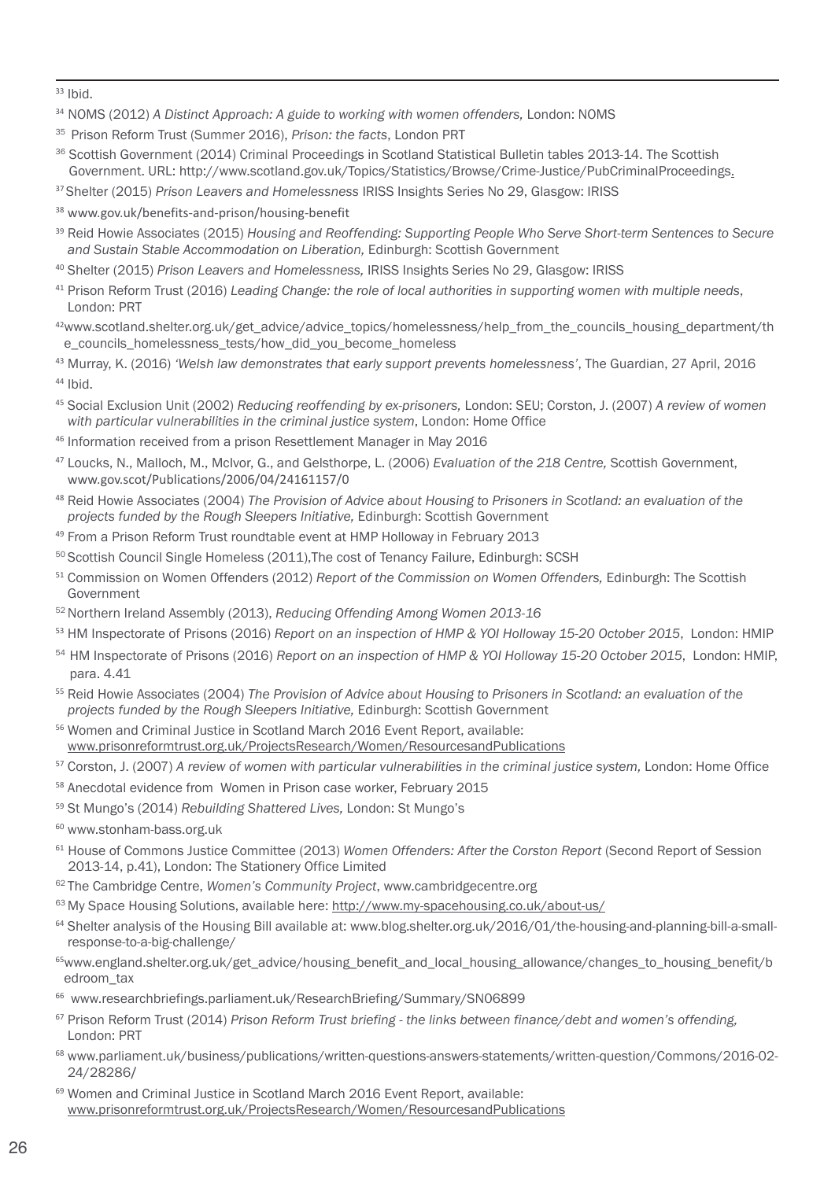[33] Ibid.

[34] NOMS (2012) *A Distinct Approach: A guide to working with women offenders,* London: NOMS

[35] Prison Reform Trust (Summer 2016), *Prison: the facts*, London PRT

[36] Scottish Government (2014) Criminal Proceedings in Scotland Statistical Bulletin tables 2013-14. The Scottish Government. URL: http://www.scotland.gov.uk/Topics/Statistics/Browse/Crime-Justice/PubCriminalProceedings.

[37] Shelter (2015) *Prison Leavers and Homelessness* IRISS Insights Series No 29, Glasgow: IRISS

[38] www.gov.uk/benefits-and-prison/housing-benefit

[39] Reid Howie Associates (2015) *Housing and Reoffending: Supporting People Who Serve Short-term Sentences to Secure and Sustain Stable Accommodation on Liberation,* Edinburgh: Scottish Government

[40] Shelter (2015) *Prison Leavers and Homelessness,* IRISS Insights Series No 29, Glasgow: IRISS

[41] Prison Reform Trust (2016) *Leading Change: the role of local authorities in supporting women with multiple needs*, London: PRT

[42] www.scotland.shelter.org.uk/get_advice/advice_topics/homelessness/help_from_the_councils_housing_department/the_councils_homelessness_tests/how_did_you_become_homeless

[43] Murray, K. (2016) *'Welsh law demonstrates that early support prevents homelessness'*, The Guardian, 27 April, 2016

[44] Ibid.

[45] Social Exclusion Unit (2002) *Reducing reoffending by ex-prisoners,* London: SEU; Corston, J. (2007) *A review of women with particular vulnerabilities in the criminal justice system*, London: Home Office

[46] Information received from a prison Resettlement Manager in May 2016

[47] Loucks, N., Malloch, M., McIvor, G., and Gelsthorpe, L. (2006) *Evaluation of the 218 Centre,* Scottish Government, www.gov.scot/Publications/2006/04/24161157/0

[48] Reid Howie Associates (2004) *The Provision of Advice about Housing to Prisoners in Scotland: an evaluation of the projects funded by the Rough Sleepers Initiative,* Edinburgh: Scottish Government

[49] From a Prison Reform Trust roundtable event at HMP Holloway in February 2013

[50] Scottish Council Single Homeless (2011),The cost of Tenancy Failure, Edinburgh: SCSH

[51] Commission on Women Offenders (2012) *Report of the Commission on Women Offenders,* Edinburgh: The Scottish Government

[52] Northern Ireland Assembly (2013), *Reducing Offending Among Women 2013-16*

[53] HM Inspectorate of Prisons (2016) *Report on an inspection of HMP & YOI Holloway 15-20 October 2015*, London: HMIP

[54] HM Inspectorate of Prisons (2016) *Report on an inspection of HMP & YOI Holloway 15-20 October 2015*, London: HMIP, para. 4.41

[55] Reid Howie Associates (2004) *The Provision of Advice about Housing to Prisoners in Scotland: an evaluation of the projects funded by the Rough Sleepers Initiative,* Edinburgh: Scottish Government

[56] Women and Criminal Justice in Scotland March 2016 Event Report, available: www.prisonreformtrust.org.uk/ProjectsResearch/Women/ResourcesandPublications

[57] Corston, J. (2007) *A review of women with particular vulnerabilities in the criminal justice system,* London: Home Office

[58] Anecdotal evidence from Women in Prison case worker, February 2015

[59] St Mungo's (2014) *Rebuilding Shattered Lives,* London: St Mungo's

[60] www.stonham-bass.org.uk

[61] House of Commons Justice Committee (2013) *Women Offenders: After the Corston Report* (Second Report of Session 2013-14, p.41), London: The Stationery Office Limited

[62] The Cambridge Centre, *Women's Community Project*, www.cambridgecentre.org

[63] My Space Housing Solutions, available here: http://www.my-spacehousing.co.uk/about-us/

[64] Shelter analysis of the Housing Bill available at: www.blog.shelter.org.uk/2016/01/the-housing-and-planning-bill-a-small-response-to-a-big-challenge/

[65] www.england.shelter.org.uk/get_advice/housing_benefit_and_local_housing_allowance/changes_to_housing_benefit/bedroom_tax

[66] www.researchbriefings.parliament.uk/ResearchBriefing/Summary/SN06899

[67] Prison Reform Trust (2014) *Prison Reform Trust briefing - the links between finance/debt and women's offending,* London: PRT

[68] www.parliament.uk/business/publications/written-questions-answers-statements/written-question/Commons/2016-02-24/28286/

[69] Women and Criminal Justice in Scotland March 2016 Event Report, available: www.prisonreformtrust.org.uk/ProjectsResearch/Women/ResourcesandPublications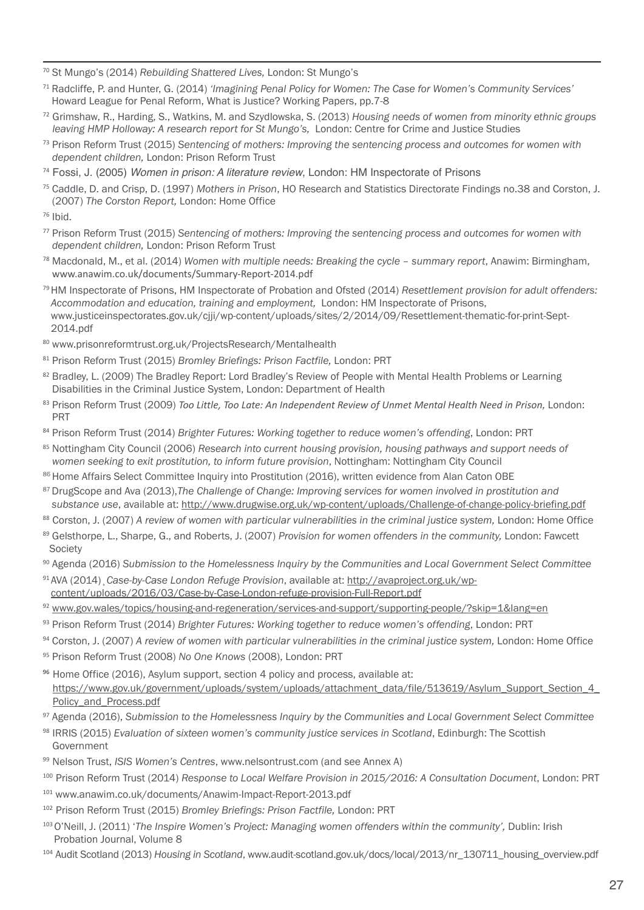[70] St Mungo's (2014) *Rebuilding Shattered Lives,* London: St Mungo's

[71] Radcliffe, P. and Hunter, G. (2014) *'Imagining Penal Policy for Women: The Case for Women's Community Services'* Howard League for Penal Reform, What is Justice? Working Papers, pp.7-8

[72] Grimshaw, R., Harding, S., Watkins, M. and Szydlowska, S. (2013) *Housing needs of women from minority ethnic groups leaving HMP Holloway: A research report for St Mungo's,* London: Centre for Crime and Justice Studies

[73] Prison Reform Trust (2015) *Sentencing of mothers: Improving the sentencing process and outcomes for women with dependent children,* London: Prison Reform Trust

[74] Fossi, J. (2005) *Women in prison: A literature review*, London: HM Inspectorate of Prisons

[75] Caddle, D. and Crisp, D. (1997) *Mothers in Prison*, HO Research and Statistics Directorate Findings no.38 and Corston, J. (2007) *The Corston Report,* London: Home Office

[76] Ibid.

[77] Prison Reform Trust (2015) *Sentencing of mothers: Improving the sentencing process and outcomes for women with dependent children,* London: Prison Reform Trust

[78] Macdonald, M., et al. (2014) *Women with multiple needs: Breaking the cycle – summary report*, Anawim: Birmingham, www.anawim.co.uk/documents/Summary-Report-2014.pdf

[79] HM Inspectorate of Prisons, HM Inspectorate of Probation and Ofsted (2014) *Resettlement provision for adult offenders: Accommodation and education, training and employment,* London: HM Inspectorate of Prisons, www.justiceinspectorates.gov.uk/cjji/wp-content/uploads/sites/2/2014/09/Resettlement-thematic-for-print-Sept-2014.pdf

[80] www.prisonreformtrust.org.uk/ProjectsResearch/Mentalhealth

[81] Prison Reform Trust (2015) *Bromley Briefings: Prison Factfile,* London: PRT

[82] Bradley, L. (2009) The Bradley Report: Lord Bradley's Review of People with Mental Health Problems or Learning Disabilities in the Criminal Justice System, London: Department of Health

[83] Prison Reform Trust (2009) *Too Little, Too Late: An Independent Review of Unmet Mental Health Need in Prison,* London: PRT

[84] Prison Reform Trust (2014) *Brighter Futures: Working together to reduce women's offending*, London: PRT

[85] Nottingham City Council (2006) *Research into current housing provision, housing pathways and support needs of women seeking to exit prostitution, to inform future provision*, Nottingham: Nottingham City Council

[86] Home Affairs Select Committee Inquiry into Prostitution (2016), written evidence from Alan Caton OBE

[87] DrugScope and Ava (2013),*The Challenge of Change: Improving services for women involved in prostitution and substance use*, available at: http://www.drugwise.org.uk/wp-content/uploads/Challenge-of-change-policy-briefing.pdf

[88] Corston, J. (2007) *A review of women with particular vulnerabilities in the criminal justice system,* London: Home Office

[89] Gelsthorpe, L., Sharpe, G., and Roberts, J. (2007) *Provision for women offenders in the community,* London: Fawcett Society

[90] Agenda (2016) *Submission to the Homelessness Inquiry by the Communities and Local Government Select Committee*

[91] AVA (2014) *Case-by-Case London Refuge Provision*, available at: http://avaproject.org.uk/wp-content/uploads/2016/03/Case-by-Case-London-refuge-provision-Full-Report.pdf

[92] www.gov.wales/topics/housing-and-regeneration/services-and-support/supporting-people/?skip=1&lang=en

[93] Prison Reform Trust (2014) *Brighter Futures: Working together to reduce women's offending*, London: PRT

[94] Corston, J. (2007) *A review of women with particular vulnerabilities in the criminal justice system,* London: Home Office

[95] Prison Reform Trust (2008) *No One Knows* (2008), London: PRT

[96] Home Office (2016), Asylum support, section 4 policy and process, available at: https://www.gov.uk/government/uploads/system/uploads/attachment_data/file/513619/Asylum_Support_Section_4_Policy_and_Process.pdf

[97] Agenda (2016), *Submission to the Homelessness Inquiry by the Communities and Local Government Select Committee*

[98] IRRIS (2015) *Evaluation of sixteen women's community justice services in Scotland*, Edinburgh: The Scottish Government

[99] Nelson Trust, *ISIS Women's Centres*, www.nelsontrust.com (and see Annex A)

[100] Prison Reform Trust (2014) *Response to Local Welfare Provision in 2015/2016: A Consultation Document*, London: PRT

[101] www.anawim.co.uk/documents/Anawim-Impact-Report-2013.pdf

[102] Prison Reform Trust (2015) *Bromley Briefings: Prison Factfile,* London: PRT

[103] O'Neill, J. (2011) '*The Inspire Women's Project: Managing women offenders within the community',* Dublin: Irish Probation Journal, Volume 8

[104] Audit Scotland (2013) *Housing in Scotland*, www.audit-scotland.gov.uk/docs/local/2013/nr_130711_housing_overview.pdf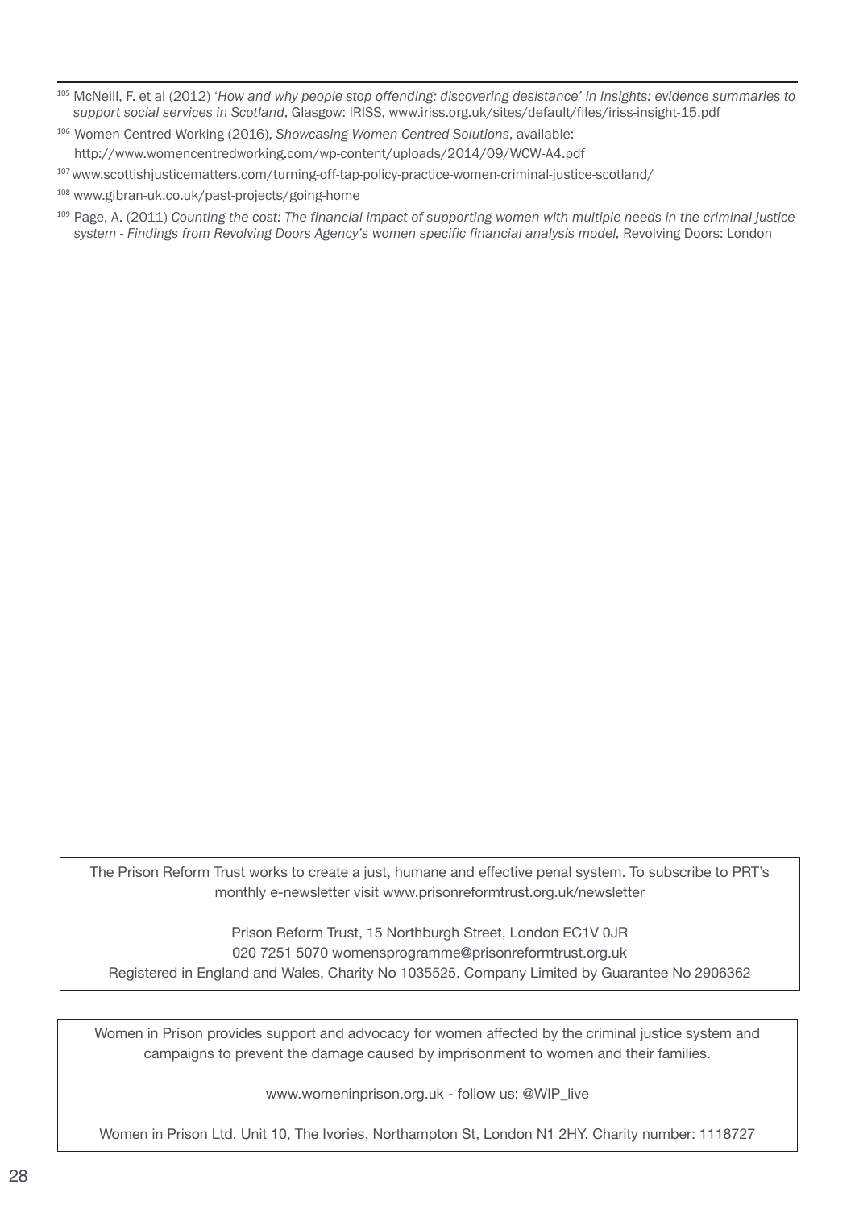[105] McNeill, F. et al (2012) '*How and why people stop offending: discovering desistance' in Insights: evidence summaries to support social services in Scotland*, Glasgow: IRISS, www.iriss.org.uk/sites/default/files/iriss-insight-15.pdf

[106] Women Centred Working (2016), *Showcasing Women Centred Solutions*, available: http://www.womencentredworking.com/wp-content/uploads/2014/09/WCW-A4.pdf

[107] www.scottishjusticematters.com/turning-off-tap-policy-practice-women-criminal-justice-scotland/

[108] www.gibran-uk.co.uk/past-projects/going-home

[109] Page, A. (2011) *Counting the cost: The financial impact of supporting women with multiple needs in the criminal justice system - Findings from Revolving Doors Agency's women specific financial analysis model,* Revolving Doors: London

The Prison Reform Trust works to create a just, humane and effective penal system. To subscribe to PRT's monthly e-newsletter visit www.prisonreformtrust.org.uk/newsletter

Prison Reform Trust, 15 Northburgh Street, London EC1V 0JR
020 7251 5070 womensprogramme@prisonreformtrust.org.uk
Registered in England and Wales, Charity No 1035525. Company Limited by Guarantee No 2906362

Women in Prison provides support and advocacy for women affected by the criminal justice system and campaigns to prevent the damage caused by imprisonment to women and their families.

www.womeninprison.org.uk - follow us: @WIP_live

Women in Prison Ltd. Unit 10, The Ivories, Northampton St, London N1 2HY. Charity number: 1118727